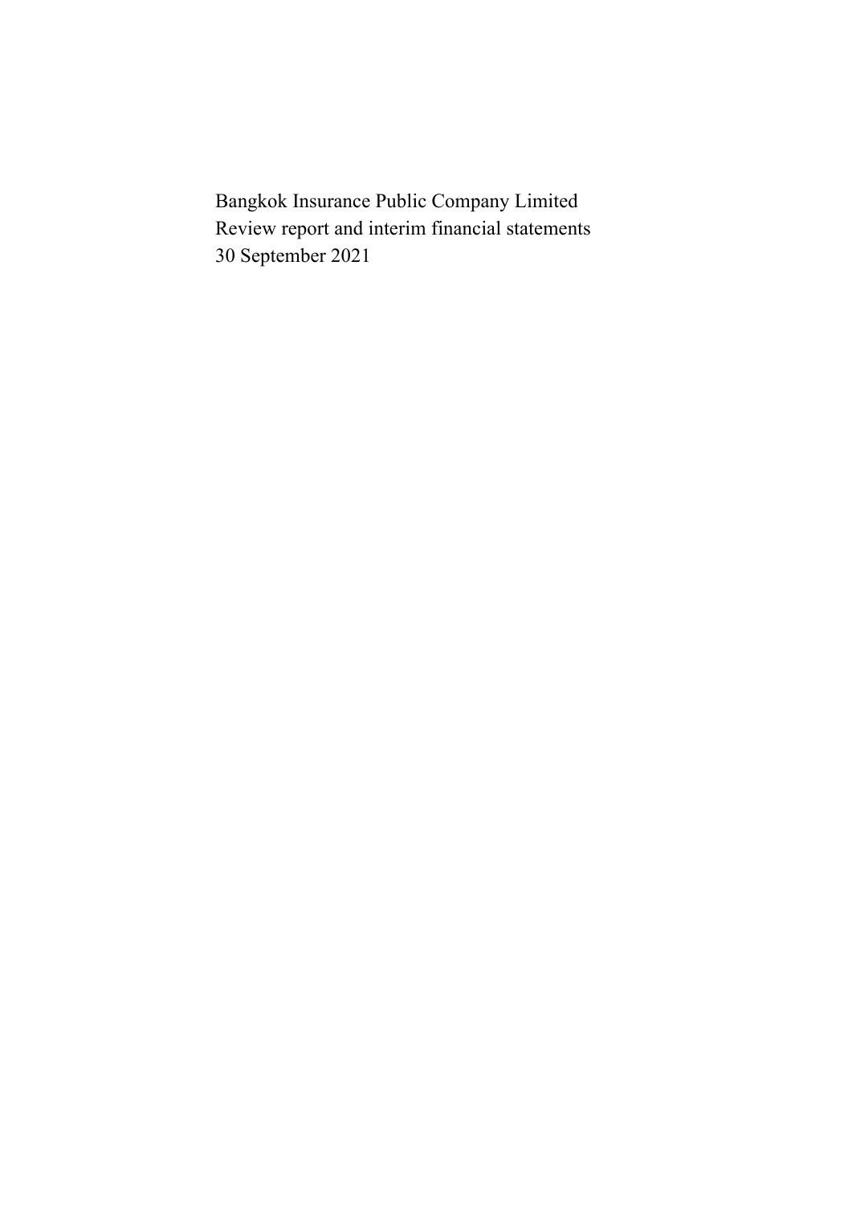Bangkok Insurance Public Company Limited

Review report and interim financial statements

30 September 2021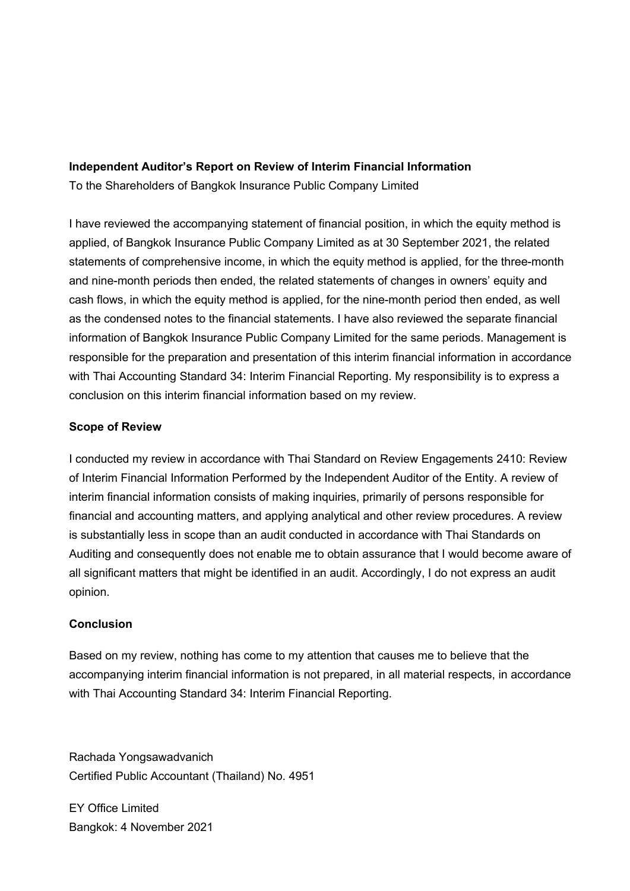**Independent Auditor's Report on Review of Interim Financial Information**

To the Shareholders of Bangkok Insurance Public Company Limited

I have reviewed the accompanying statement of financial position, in which the equity method is applied, of Bangkok Insurance Public Company Limited as at 30 September 2021, the related statements of comprehensive income, in which the equity method is applied, for the three-month and nine-month periods then ended, the related statements of changes in owners' equity and cash flows, in which the equity method is applied, for the nine-month period then ended, as well as the condensed notes to the financial statements. I have also reviewed the separate financial information of Bangkok Insurance Public Company Limited for the same periods. Management is responsible for the preparation and presentation of this interim financial information in accordance with Thai Accounting Standard 34: Interim Financial Reporting. My responsibility is to express a conclusion on this interim financial information based on my review.

**Scope of Review**

I conducted my review in accordance with Thai Standard on Review Engagements 2410: Review of Interim Financial Information Performed by the Independent Auditor of the Entity. A review of interim financial information consists of making inquiries, primarily of persons responsible for financial and accounting matters, and applying analytical and other review procedures. A review is substantially less in scope than an audit conducted in accordance with Thai Standards on Auditing and consequently does not enable me to obtain assurance that I would become aware of all significant matters that might be identified in an audit. Accordingly, I do not express an audit opinion.

**Conclusion**

Based on my review, nothing has come to my attention that causes me to believe that the accompanying interim financial information is not prepared, in all material respects, in accordance with Thai Accounting Standard 34: Interim Financial Reporting.

Rachada Yongsawadvanich
Certified Public Accountant (Thailand) No. 4951

EY Office Limited
Bangkok: 4 November 2021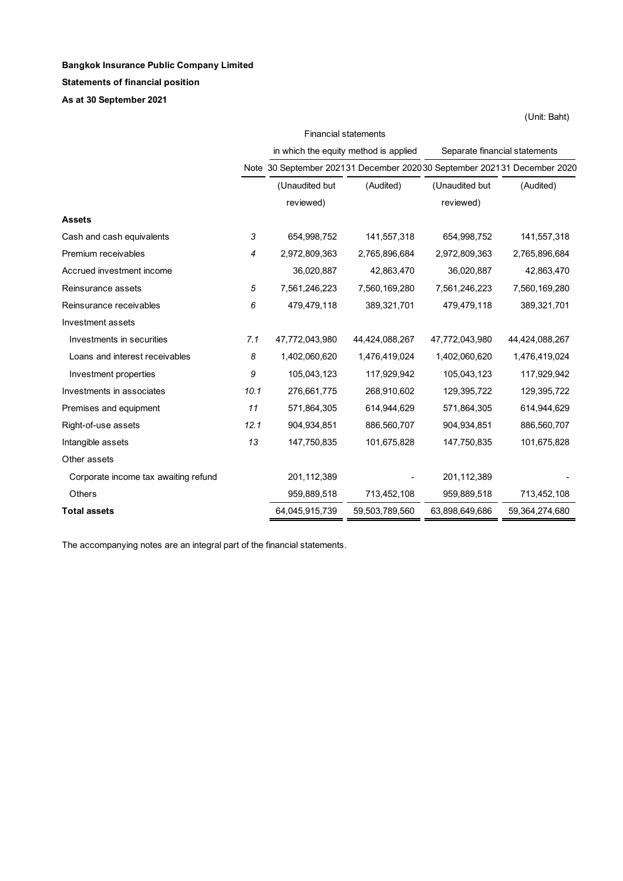**Bangkok Insurance Public Company Limited**

**Statements of financial position**

**As at 30 September 2021**

(Unit: Baht)

| | | Financial statements in which the equity method is applied | | Separate financial statements | |
|---|---|---|---|---|---|
| | Note | 30 September 2021 | 31 December 2020 | 30 September 2021 | 31 December 2020 |
| | | (Unaudited but reviewed) | (Audited) | (Unaudited but reviewed) | (Audited) |
| **Assets** | | | | | |
| Cash and cash equivalents | *3* | 654,998,752 | 141,557,318 | 654,998,752 | 141,557,318 |
| Premium receivables | *4* | 2,972,809,363 | 2,765,896,684 | 2,972,809,363 | 2,765,896,684 |
| Accrued investment income | | 36,020,887 | 42,863,470 | 36,020,887 | 42,863,470 |
| Reinsurance assets | *5* | 7,561,246,223 | 7,560,169,280 | 7,561,246,223 | 7,560,169,280 |
| Reinsurance receivables | *6* | 479,479,118 | 389,321,701 | 479,479,118 | 389,321,701 |
| Investment assets | | | | | |
| Investments in securities | *7.1* | 47,772,043,980 | 44,424,088,267 | 47,772,043,980 | 44,424,088,267 |
| Loans and interest receivables | *8* | 1,402,060,620 | 1,476,419,024 | 1,402,060,620 | 1,476,419,024 |
| Investment properties | *9* | 105,043,123 | 117,929,942 | 105,043,123 | 117,929,942 |
| Investments in associates | *10.1* | 276,661,775 | 268,910,602 | 129,395,722 | 129,395,722 |
| Premises and equipment | *11* | 571,864,305 | 614,944,629 | 571,864,305 | 614,944,629 |
| Right-of-use assets | *12.1* | 904,934,851 | 886,560,707 | 904,934,851 | 886,560,707 |
| Intangible assets | *13* | 147,750,835 | 101,675,828 | 147,750,835 | 101,675,828 |
| Other assets | | | | | |
| Corporate income tax awaiting refund | | 201,112,389 | - | 201,112,389 | - |
| Others | | 959,889,518 | 713,452,108 | 959,889,518 | 713,452,108 |
| **Total assets** | | 64,045,915,739 | 59,503,789,560 | 63,898,649,686 | 59,364,274,680 |

The accompanying notes are an integral part of the financial statements.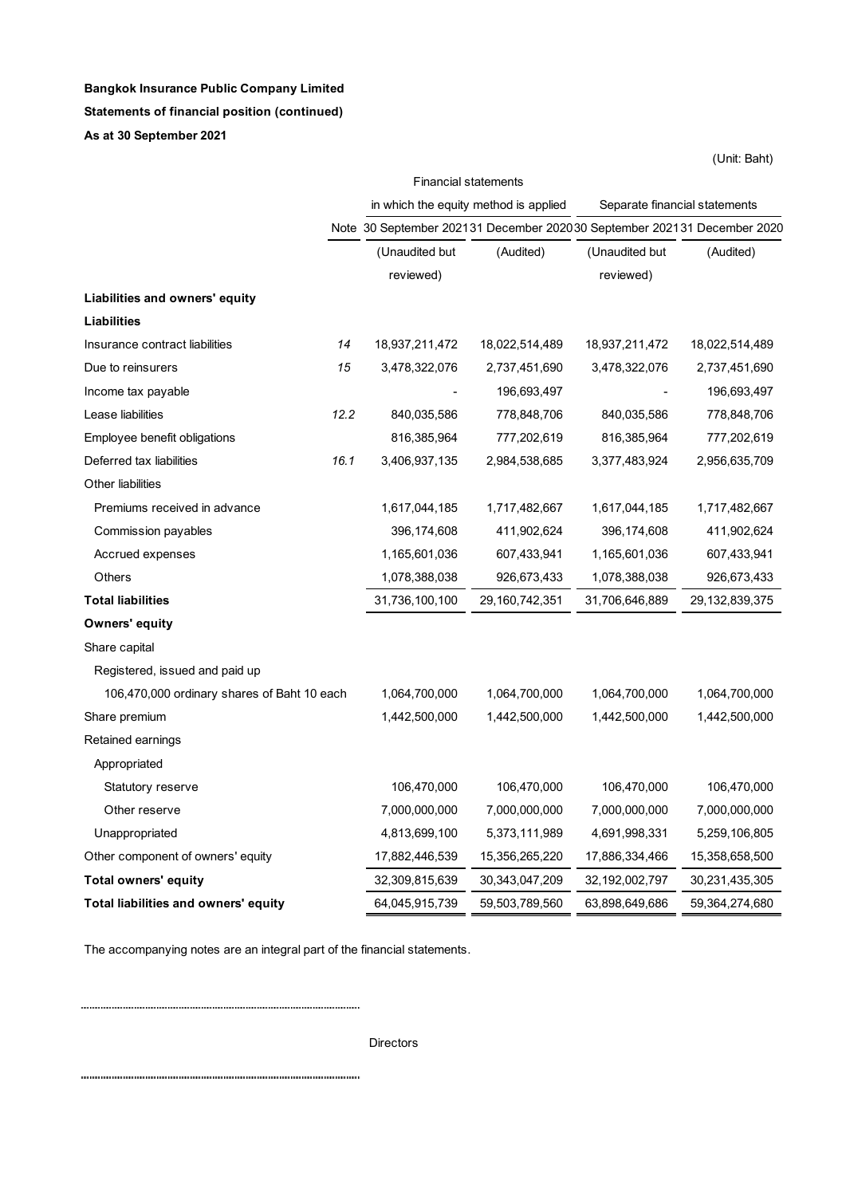**Bangkok Insurance Public Company Limited**

**Statements of financial position (continued)**

**As at 30 September 2021**

(Unit: Baht)

| | | Financial statements in which the equity method is applied | | Separate financial statements | |
|---|---|---|---|---|---|
| | Note | 30 September 2021 | 31 December 2020 | 30 September 2021 | 31 December 2020 |
| | | (Unaudited but reviewed) | (Audited) | (Unaudited but reviewed) | (Audited) |
| **Liabilities and owners' equity** | | | | | |
| **Liabilities** | | | | | |
| Insurance contract liabilities | 14 | 18,937,211,472 | 18,022,514,489 | 18,937,211,472 | 18,022,514,489 |
| Due to reinsurers | 15 | 3,478,322,076 | 2,737,451,690 | 3,478,322,076 | 2,737,451,690 |
| Income tax payable | | - | 196,693,497 | - | 196,693,497 |
| Lease liabilities | 12.2 | 840,035,586 | 778,848,706 | 840,035,586 | 778,848,706 |
| Employee benefit obligations | | 816,385,964 | 777,202,619 | 816,385,964 | 777,202,619 |
| Deferred tax liabilities | 16.1 | 3,406,937,135 | 2,984,538,685 | 3,377,483,924 | 2,956,635,709 |
| Other liabilities | | | | | |
| Premiums received in advance | | 1,617,044,185 | 1,717,482,667 | 1,617,044,185 | 1,717,482,667 |
| Commission payables | | 396,174,608 | 411,902,624 | 396,174,608 | 411,902,624 |
| Accrued expenses | | 1,165,601,036 | 607,433,941 | 1,165,601,036 | 607,433,941 |
| Others | | 1,078,388,038 | 926,673,433 | 1,078,388,038 | 926,673,433 |
| **Total liabilities** | | 31,736,100,100 | 29,160,742,351 | 31,706,646,889 | 29,132,839,375 |
| **Owners' equity** | | | | | |
| Share capital | | | | | |
| Registered, issued and paid up | | | | | |
| 106,470,000 ordinary shares of Baht 10 each | | 1,064,700,000 | 1,064,700,000 | 1,064,700,000 | 1,064,700,000 |
| Share premium | | 1,442,500,000 | 1,442,500,000 | 1,442,500,000 | 1,442,500,000 |
| Retained earnings | | | | | |
| Appropriated | | | | | |
| Statutory reserve | | 106,470,000 | 106,470,000 | 106,470,000 | 106,470,000 |
| Other reserve | | 7,000,000,000 | 7,000,000,000 | 7,000,000,000 | 7,000,000,000 |
| Unappropriated | | 4,813,699,100 | 5,373,111,989 | 4,691,998,331 | 5,259,106,805 |
| Other component of owners' equity | | 17,882,446,539 | 15,356,265,220 | 17,886,334,466 | 15,358,658,500 |
| **Total owners' equity** | | 32,309,815,639 | 30,343,047,209 | 32,192,002,797 | 30,231,435,305 |
| **Total liabilities and owners' equity** | | 64,045,915,739 | 59,503,789,560 | 63,898,649,686 | 59,364,274,680 |

The accompanying notes are an integral part of the financial statements.

..............................................................................................

Directors

..............................................................................................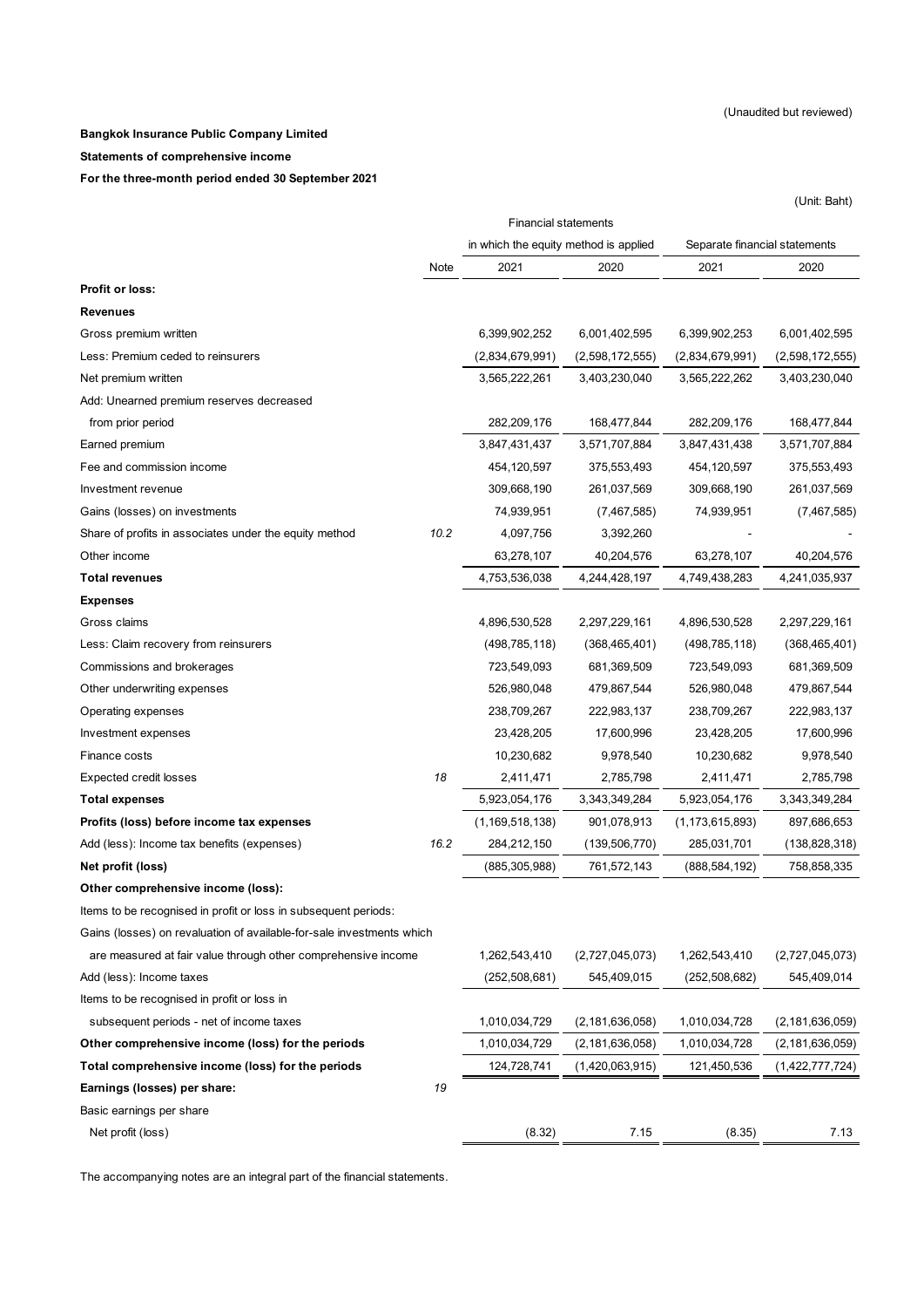(Unaudited but reviewed)

**Bangkok Insurance Public Company Limited**

**Statements of comprehensive income**

**For the three-month period ended 30 September 2021**

(Unit: Baht)

| | Note | Financial statements in which the equity method is applied | | Separate financial statements | |
|---|---|---|---|---|---|
| | | 2021 | 2020 | 2021 | 2020 |
| **Profit or loss:** | | | | | |
| **Revenues** | | | | | |
| Gross premium written | | 6,399,902,252 | 6,001,402,595 | 6,399,902,253 | 6,001,402,595 |
| Less: Premium ceded to reinsurers | | (2,834,679,991) | (2,598,172,555) | (2,834,679,991) | (2,598,172,555) |
| Net premium written | | 3,565,222,261 | 3,403,230,040 | 3,565,222,262 | 3,403,230,040 |
| Add: Unearned premium reserves decreased from prior period | | 282,209,176 | 168,477,844 | 282,209,176 | 168,477,844 |
| Earned premium | | 3,847,431,437 | 3,571,707,884 | 3,847,431,438 | 3,571,707,884 |
| Fee and commission income | | 454,120,597 | 375,553,493 | 454,120,597 | 375,553,493 |
| Investment revenue | | 309,668,190 | 261,037,569 | 309,668,190 | 261,037,569 |
| Gains (losses) on investments | | 74,939,951 | (7,467,585) | 74,939,951 | (7,467,585) |
| Share of profits in associates under the equity method | *10.2* | 4,097,756 | 3,392,260 | - | - |
| Other income | | 63,278,107 | 40,204,576 | 63,278,107 | 40,204,576 |
| **Total revenues** | | 4,753,536,038 | 4,244,428,197 | 4,749,438,283 | 4,241,035,937 |
| **Expenses** | | | | | |
| Gross claims | | 4,896,530,528 | 2,297,229,161 | 4,896,530,528 | 2,297,229,161 |
| Less: Claim recovery from reinsurers | | (498,785,118) | (368,465,401) | (498,785,118) | (368,465,401) |
| Commissions and brokerages | | 723,549,093 | 681,369,509 | 723,549,093 | 681,369,509 |
| Other underwriting expenses | | 526,980,048 | 479,867,544 | 526,980,048 | 479,867,544 |
| Operating expenses | | 238,709,267 | 222,983,137 | 238,709,267 | 222,983,137 |
| Investment expenses | | 23,428,205 | 17,600,996 | 23,428,205 | 17,600,996 |
| Finance costs | | 10,230,682 | 9,978,540 | 10,230,682 | 9,978,540 |
| Expected credit losses | *18* | 2,411,471 | 2,785,798 | 2,411,471 | 2,785,798 |
| **Total expenses** | | 5,923,054,176 | 3,343,349,284 | 5,923,054,176 | 3,343,349,284 |
| **Profits (loss) before income tax expenses** | | (1,169,518,138) | 901,078,913 | (1,173,615,893) | 897,686,653 |
| Add (less): Income tax benefits (expenses) | *16.2* | 284,212,150 | (139,506,770) | 285,031,701 | (138,828,318) |
| **Net profit (loss)** | | (885,305,988) | 761,572,143 | (888,584,192) | 758,858,335 |
| **Other comprehensive income (loss):** | | | | | |
| Items to be recognised in profit or loss in subsequent periods: | | | | | |
| Gains (losses) on revaluation of available-for-sale investments which are measured at fair value through other comprehensive income | | 1,262,543,410 | (2,727,045,073) | 1,262,543,410 | (2,727,045,073) |
| Add (less): Income taxes | | (252,508,681) | 545,409,015 | (252,508,682) | 545,409,014 |
| Items to be recognised in profit or loss in subsequent periods - net of income taxes | | 1,010,034,729 | (2,181,636,058) | 1,010,034,728 | (2,181,636,059) |
| **Other comprehensive income (loss) for the periods** | | 1,010,034,729 | (2,181,636,058) | 1,010,034,728 | (2,181,636,059) |
| **Total comprehensive income (loss) for the periods** | | 124,728,741 | (1,420,063,915) | 121,450,536 | (1,422,777,724) |
| **Earnings (losses) per share:** | *19* | | | | |
| Basic earnings per share | | | | | |
| Net profit (loss) | | (8.32) | 7.15 | (8.35) | 7.13 |

The accompanying notes are an integral part of the financial statements.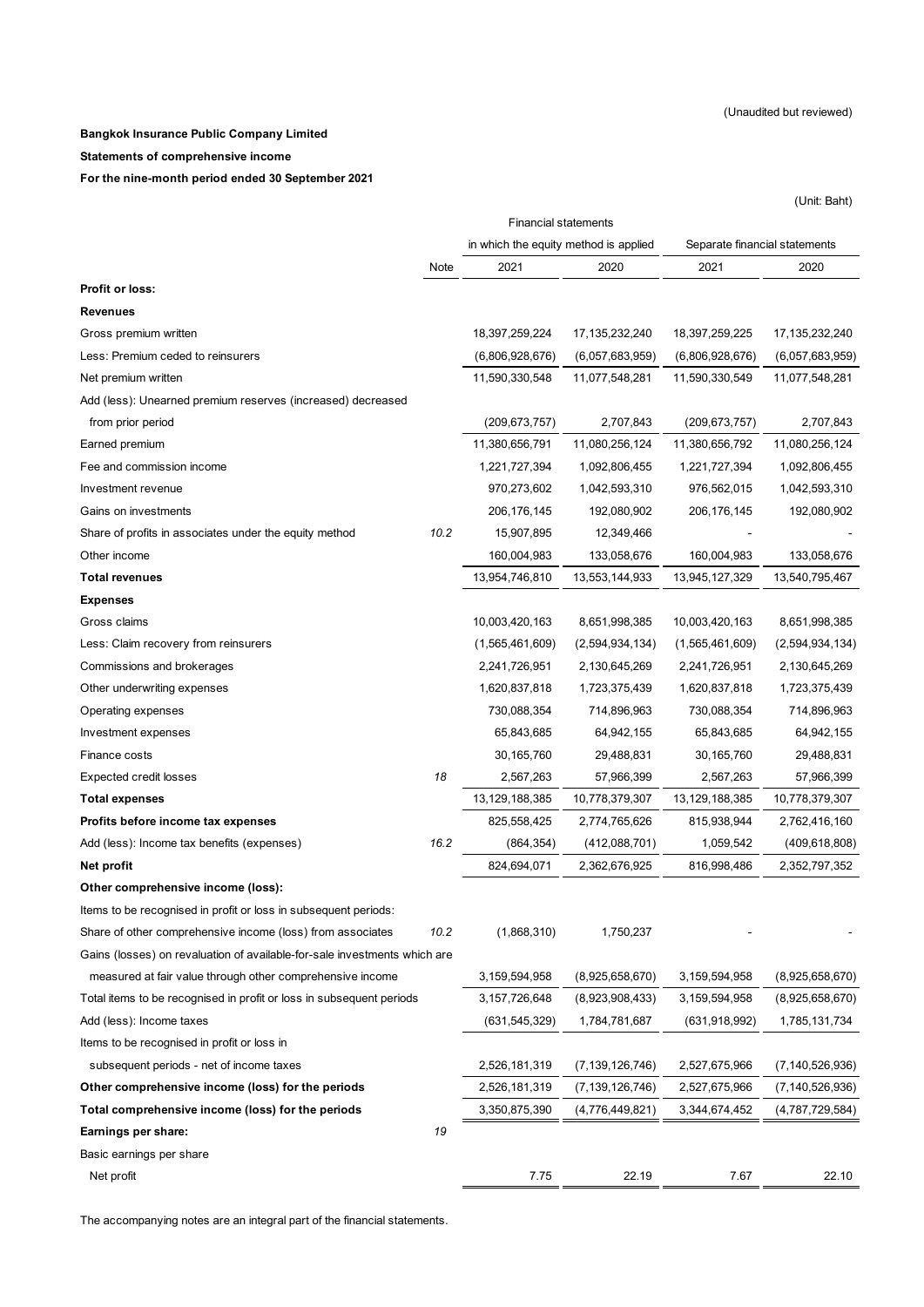(Unaudited but reviewed)

**Bangkok Insurance Public Company Limited**

**Statements of comprehensive income**

**For the nine-month period ended 30 September 2021**

(Unit: Baht)

| | Note | Financial statements in which the equity method is applied | | Separate financial statements | |
|---|---|---|---|---|---|
| | | 2021 | 2020 | 2021 | 2020 |
| **Profit or loss:** | | | | | |
| **Revenues** | | | | | |
| Gross premium written | | 18,397,259,224 | 17,135,232,240 | 18,397,259,225 | 17,135,232,240 |
| Less: Premium ceded to reinsurers | | (6,806,928,676) | (6,057,683,959) | (6,806,928,676) | (6,057,683,959) |
| Net premium written | | 11,590,330,548 | 11,077,548,281 | 11,590,330,549 | 11,077,548,281 |
| Add (less): Unearned premium reserves (increased) decreased from prior period | | (209,673,757) | 2,707,843 | (209,673,757) | 2,707,843 |
| Earned premium | | 11,380,656,791 | 11,080,256,124 | 11,380,656,792 | 11,080,256,124 |
| Fee and commission income | | 1,221,727,394 | 1,092,806,455 | 1,221,727,394 | 1,092,806,455 |
| Investment revenue | | 970,273,602 | 1,042,593,310 | 976,562,015 | 1,042,593,310 |
| Gains on investments | | 206,176,145 | 192,080,902 | 206,176,145 | 192,080,902 |
| Share of profits in associates under the equity method | 10.2 | 15,907,895 | 12,349,466 | - | - |
| Other income | | 160,004,983 | 133,058,676 | 160,004,983 | 133,058,676 |
| **Total revenues** | | 13,954,746,810 | 13,553,144,933 | 13,945,127,329 | 13,540,795,467 |
| **Expenses** | | | | | |
| Gross claims | | 10,003,420,163 | 8,651,998,385 | 10,003,420,163 | 8,651,998,385 |
| Less: Claim recovery from reinsurers | | (1,565,461,609) | (2,594,934,134) | (1,565,461,609) | (2,594,934,134) |
| Commissions and brokerages | | 2,241,726,951 | 2,130,645,269 | 2,241,726,951 | 2,130,645,269 |
| Other underwriting expenses | | 1,620,837,818 | 1,723,375,439 | 1,620,837,818 | 1,723,375,439 |
| Operating expenses | | 730,088,354 | 714,896,963 | 730,088,354 | 714,896,963 |
| Investment expenses | | 65,843,685 | 64,942,155 | 65,843,685 | 64,942,155 |
| Finance costs | | 30,165,760 | 29,488,831 | 30,165,760 | 29,488,831 |
| Expected credit losses | 18 | 2,567,263 | 57,966,399 | 2,567,263 | 57,966,399 |
| **Total expenses** | | 13,129,188,385 | 10,778,379,307 | 13,129,188,385 | 10,778,379,307 |
| **Profits before income tax expenses** | | 825,558,425 | 2,774,765,626 | 815,938,944 | 2,762,416,160 |
| Add (less): Income tax benefits (expenses) | 16.2 | (864,354) | (412,088,701) | 1,059,542 | (409,618,808) |
| **Net profit** | | 824,694,071 | 2,362,676,925 | 816,998,486 | 2,352,797,352 |
| **Other comprehensive income (loss):** | | | | | |
| Items to be recognised in profit or loss in subsequent periods: | | | | | |
| Share of other comprehensive income (loss) from associates | 10.2 | (1,868,310) | 1,750,237 | - | - |
| Gains (losses) on revaluation of available-for-sale investments which are measured at fair value through other comprehensive income | | 3,159,594,958 | (8,925,658,670) | 3,159,594,958 | (8,925,658,670) |
| Total items to be recognised in profit or loss in subsequent periods | | 3,157,726,648 | (8,923,908,433) | 3,159,594,958 | (8,925,658,670) |
| Add (less): Income taxes | | (631,545,329) | 1,784,781,687 | (631,918,992) | 1,785,131,734 |
| Items to be recognised in profit or loss in subsequent periods - net of income taxes | | 2,526,181,319 | (7,139,126,746) | 2,527,675,966 | (7,140,526,936) |
| **Other comprehensive income (loss) for the periods** | | 2,526,181,319 | (7,139,126,746) | 2,527,675,966 | (7,140,526,936) |
| **Total comprehensive income (loss) for the periods** | | 3,350,875,390 | (4,776,449,821) | 3,344,674,452 | (4,787,729,584) |
| **Earnings per share:** | 19 | | | | |
| Basic earnings per share | | | | | |
| Net profit | | 7.75 | 22.19 | 7.67 | 22.10 |

The accompanying notes are an integral part of the financial statements.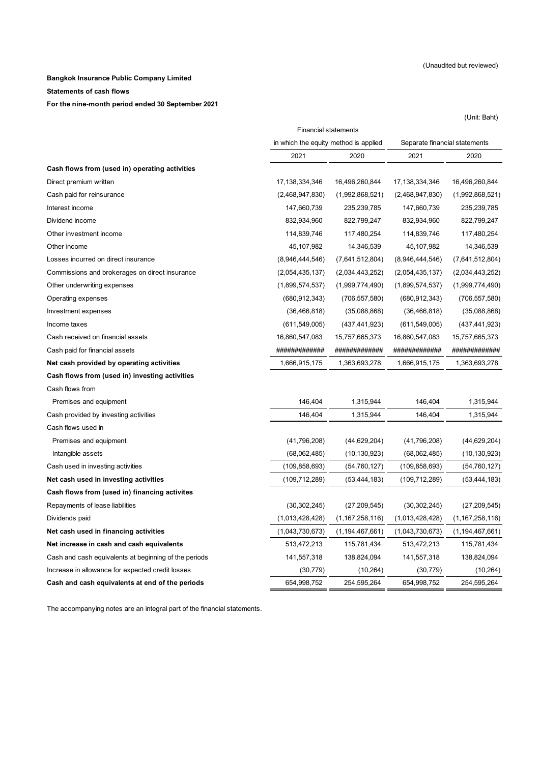(Unaudited but reviewed)

**Bangkok Insurance Public Company Limited**

**Statements of cash flows**

**For the nine-month period ended 30 September 2021**

(Unit: Baht)

| | Financial statements in which the equity method is applied | | Separate financial statements | |
|---|---|---|---|---|
| | 2021 | 2020 | 2021 | 2020 |
| **Cash flows from (used in) operating activities** | | | | |
| Direct premium written | 17,138,334,346 | 16,496,260,844 | 17,138,334,346 | 16,496,260,844 |
| Cash paid for reinsurance | (2,468,947,830) | (1,992,868,521) | (2,468,947,830) | (1,992,868,521) |
| Interest income | 147,660,739 | 235,239,785 | 147,660,739 | 235,239,785 |
| Dividend income | 832,934,960 | 822,799,247 | 832,934,960 | 822,799,247 |
| Other investment income | 114,839,746 | 117,480,254 | 114,839,746 | 117,480,254 |
| Other income | 45,107,982 | 14,346,539 | 45,107,982 | 14,346,539 |
| Losses incurred on direct insurance | (8,946,444,546) | (7,641,512,804) | (8,946,444,546) | (7,641,512,804) |
| Commissions and brokerages on direct insurance | (2,054,435,137) | (2,034,443,252) | (2,054,435,137) | (2,034,443,252) |
| Other underwriting expenses | (1,899,574,537) | (1,999,774,490) | (1,899,574,537) | (1,999,774,490) |
| Operating expenses | (680,912,343) | (706,557,580) | (680,912,343) | (706,557,580) |
| Investment expenses | (36,466,818) | (35,088,868) | (36,466,818) | (35,088,868) |
| Income taxes | (611,549,005) | (437,441,923) | (611,549,005) | (437,441,923) |
| Cash received on financial assets | 16,860,547,083 | 15,757,665,373 | 16,860,547,083 | 15,757,665,373 |
| Cash paid for financial assets | ############# | ############# | ############# | ############# |
| **Net cash provided by operating activities** | 1,666,915,175 | 1,363,693,278 | 1,666,915,175 | 1,363,693,278 |
| **Cash flows from (used in) investing activities** | | | | |
| Cash flows from | | | | |
| Premises and equipment | 146,404 | 1,315,944 | 146,404 | 1,315,944 |
| Cash provided by investing activities | 146,404 | 1,315,944 | 146,404 | 1,315,944 |
| Cash flows used in | | | | |
| Premises and equipment | (41,796,208) | (44,629,204) | (41,796,208) | (44,629,204) |
| Intangible assets | (68,062,485) | (10,130,923) | (68,062,485) | (10,130,923) |
| Cash used in investing activities | (109,858,693) | (54,760,127) | (109,858,693) | (54,760,127) |
| **Net cash used in investing activities** | (109,712,289) | (53,444,183) | (109,712,289) | (53,444,183) |
| **Cash flows from (used in) financing activites** | | | | |
| Repayments of lease liabilities | (30,302,245) | (27,209,545) | (30,302,245) | (27,209,545) |
| Dividends paid | (1,013,428,428) | (1,167,258,116) | (1,013,428,428) | (1,167,258,116) |
| **Net cash used in financing activities** | (1,043,730,673) | (1,194,467,661) | (1,043,730,673) | (1,194,467,661) |
| **Net increase in cash and cash equivalents** | 513,472,213 | 115,781,434 | 513,472,213 | 115,781,434 |
| Cash and cash equivalents at beginning of the periods | 141,557,318 | 138,824,094 | 141,557,318 | 138,824,094 |
| Increase in allowance for expected credit losses | (30,779) | (10,264) | (30,779) | (10,264) |
| **Cash and cash equivalents at end of the periods** | 654,998,752 | 254,595,264 | 654,998,752 | 254,595,264 |

The accompanying notes are an integral part of the financial statements.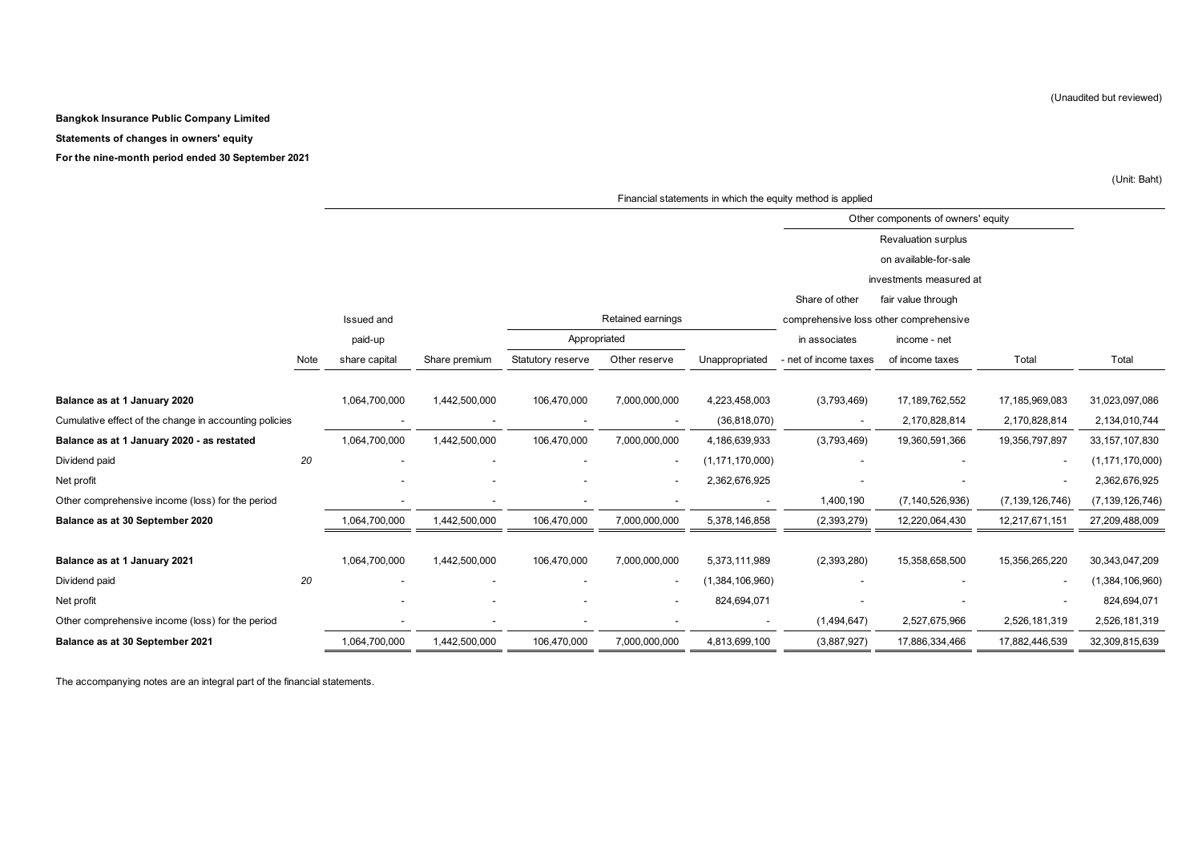(Unaudited but reviewed)

**Bangkok Insurance Public Company Limited**

**Statements of changes in owners' equity**

**For the nine-month period ended 30 September 2021**

(Unit: Baht)

| | | Financial statements in which the equity method is applied | | | | | | | | |
|---|---|---|---|---|---|---|---|---|---|---|
| | | | | | | | Other components of owners' equity | | | |
| | | | | Retained earnings | | | Share of other comprehensive loss in associates - net of income taxes | Revaluation surplus on available-for-sale investments measured at fair value through other comprehensive income - net of income taxes | | |
| | | | | Appropriated | | | | | | |
| | Note | Issued and paid-up share capital | Share premium | Statutory reserve | Other reserve | Unappropriated | | | Total | Total |
| **Balance as at 1 January 2020** | | 1,064,700,000 | 1,442,500,000 | 106,470,000 | 7,000,000,000 | 4,223,458,003 | (3,793,469) | 17,189,762,552 | 17,185,969,083 | 31,023,097,086 |
| Cumulative effect of the change in accounting policies | | - | - | - | - | (36,818,070) | - | 2,170,828,814 | 2,170,828,814 | 2,134,010,744 |
| **Balance as at 1 January 2020 - as restated** | | 1,064,700,000 | 1,442,500,000 | 106,470,000 | 7,000,000,000 | 4,186,639,933 | (3,793,469) | 19,360,591,366 | 19,356,797,897 | 33,157,107,830 |
| Dividend paid | 20 | - | - | - | - | (1,171,170,000) | - | - | - | (1,171,170,000) |
| Net profit | | - | - | - | - | 2,362,676,925 | - | - | - | 2,362,676,925 |
| Other comprehensive income (loss) for the period | | - | - | - | - | - | 1,400,190 | (7,140,526,936) | (7,139,126,746) | (7,139,126,746) |
| **Balance as at 30 September 2020** | | 1,064,700,000 | 1,442,500,000 | 106,470,000 | 7,000,000,000 | 5,378,146,858 | (2,393,279) | 12,220,064,430 | 12,217,671,151 | 27,209,488,009 |
| | | | | | | | | | | |
| **Balance as at 1 January 2021** | | 1,064,700,000 | 1,442,500,000 | 106,470,000 | 7,000,000,000 | 5,373,111,989 | (2,393,280) | 15,358,658,500 | 15,356,265,220 | 30,343,047,209 |
| Dividend paid | 20 | - | - | - | - | (1,384,106,960) | - | - | - | (1,384,106,960) |
| Net profit | | - | - | - | - | 824,694,071 | - | - | - | 824,694,071 |
| Other comprehensive income (loss) for the period | | - | - | - | - | - | (1,494,647) | 2,527,675,966 | 2,526,181,319 | 2,526,181,319 |
| **Balance as at 30 September 2021** | | 1,064,700,000 | 1,442,500,000 | 106,470,000 | 7,000,000,000 | 4,813,699,100 | (3,887,927) | 17,886,334,466 | 17,882,446,539 | 32,309,815,639 |

The accompanying notes are an integral part of the financial statements.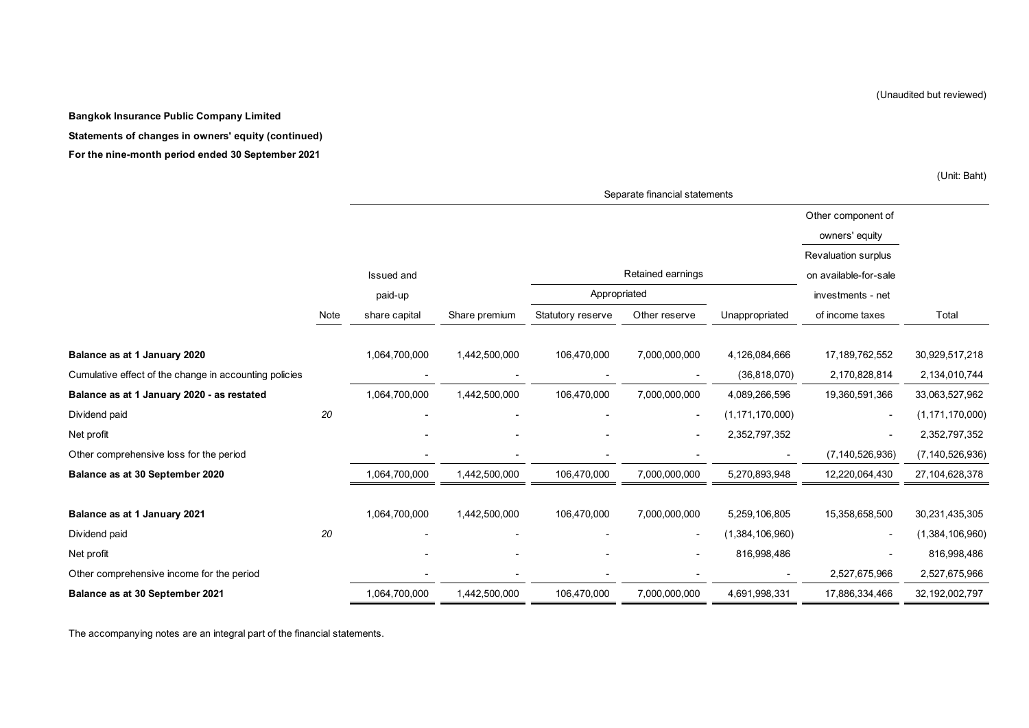(Unaudited but reviewed)

**Bangkok Insurance Public Company Limited**

**Statements of changes in owners' equity (continued)**

**For the nine-month period ended 30 September 2021**

(Unit: Baht)

| | | Separate financial statements | | | | | | |
|---|---|---|---|---|---|---|---|---|
| | | | | | | | Other component of owners' equity | |
| | | Issued and | | Retained earnings | | | Revaluation surplus on available-for-sale | |
| | | paid-up | | Appropriated | | | investments - net | |
| | Note | share capital | Share premium | Statutory reserve | Other reserve | Unappropriated | of income taxes | Total |
| **Balance as at 1 January 2020** | | 1,064,700,000 | 1,442,500,000 | 106,470,000 | 7,000,000,000 | 4,126,084,666 | 17,189,762,552 | 30,929,517,218 |
| Cumulative effect of the change in accounting policies | | - | - | - | - | (36,818,070) | 2,170,828,814 | 2,134,010,744 |
| **Balance as at 1 January 2020 - as restated** | | 1,064,700,000 | 1,442,500,000 | 106,470,000 | 7,000,000,000 | 4,089,266,596 | 19,360,591,366 | 33,063,527,962 |
| Dividend paid | *20* | - | - | - | - | (1,171,170,000) | - | (1,171,170,000) |
| Net profit | | - | - | - | - | 2,352,797,352 | - | 2,352,797,352 |
| Other comprehensive loss for the period | | - | - | - | - | - | (7,140,526,936) | (7,140,526,936) |
| **Balance as at 30 September 2020** | | 1,064,700,000 | 1,442,500,000 | 106,470,000 | 7,000,000,000 | 5,270,893,948 | 12,220,064,430 | 27,104,628,378 |
| | | | | | | | | |
| **Balance as at 1 January 2021** | | 1,064,700,000 | 1,442,500,000 | 106,470,000 | 7,000,000,000 | 5,259,106,805 | 15,358,658,500 | 30,231,435,305 |
| Dividend paid | *20* | - | - | - | - | (1,384,106,960) | - | (1,384,106,960) |
| Net profit | | - | - | - | - | 816,998,486 | - | 816,998,486 |
| Other comprehensive income for the period | | - | - | - | - | - | 2,527,675,966 | 2,527,675,966 |
| **Balance as at 30 September 2021** | | 1,064,700,000 | 1,442,500,000 | 106,470,000 | 7,000,000,000 | 4,691,998,331 | 17,886,334,466 | 32,192,002,797 |

The accompanying notes are an integral part of the financial statements.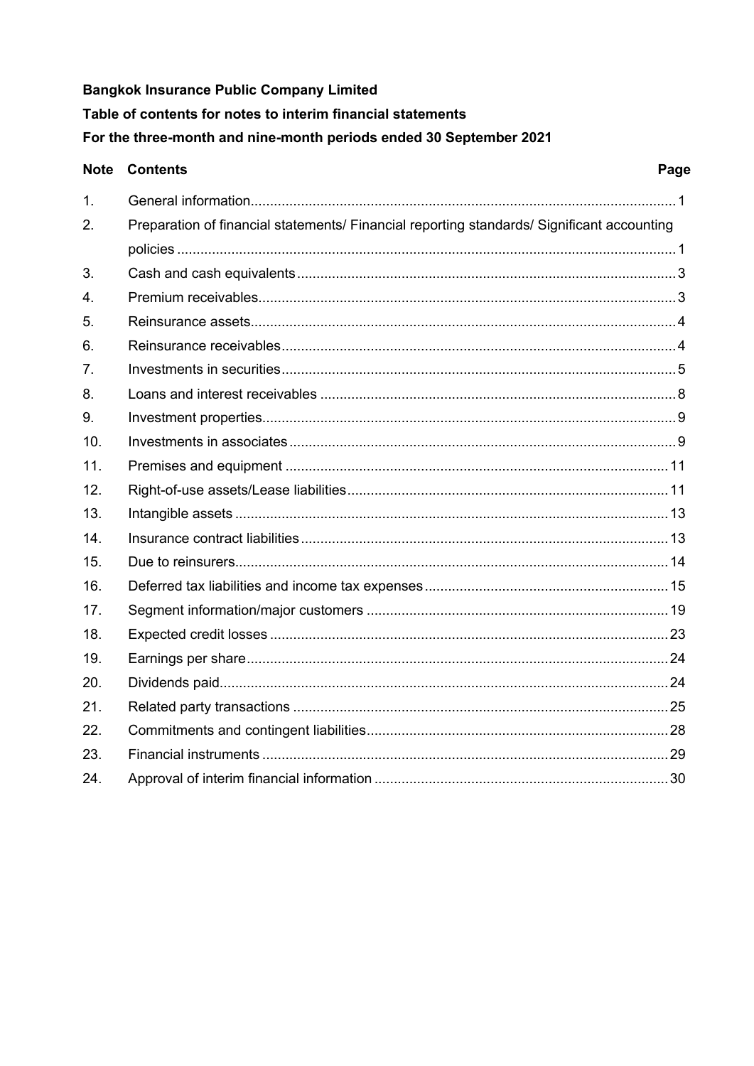**Bangkok Insurance Public Company Limited**

**Table of contents for notes to interim financial statements**

**For the three-month and nine-month periods ended 30 September 2021**

| Note | Contents | Page |
|---|---|---|
| 1. | General information | 1 |
| 2. | Preparation of financial statements/ Financial reporting standards/ Significant accounting policies | 1 |
| 3. | Cash and cash equivalents | 3 |
| 4. | Premium receivables | 3 |
| 5. | Reinsurance assets | 4 |
| 6. | Reinsurance receivables | 4 |
| 7. | Investments in securities | 5 |
| 8. | Loans and interest receivables | 8 |
| 9. | Investment properties | 9 |
| 10. | Investments in associates | 9 |
| 11. | Premises and equipment | 11 |
| 12. | Right-of-use assets/Lease liabilities | 11 |
| 13. | Intangible assets | 13 |
| 14. | Insurance contract liabilities | 13 |
| 15. | Due to reinsurers | 14 |
| 16. | Deferred tax liabilities and income tax expenses | 15 |
| 17. | Segment information/major customers | 19 |
| 18. | Expected credit losses | 23 |
| 19. | Earnings per share | 24 |
| 20. | Dividends paid | 24 |
| 21. | Related party transactions | 25 |
| 22. | Commitments and contingent liabilities | 28 |
| 23. | Financial instruments | 29 |
| 24. | Approval of interim financial information | 30 |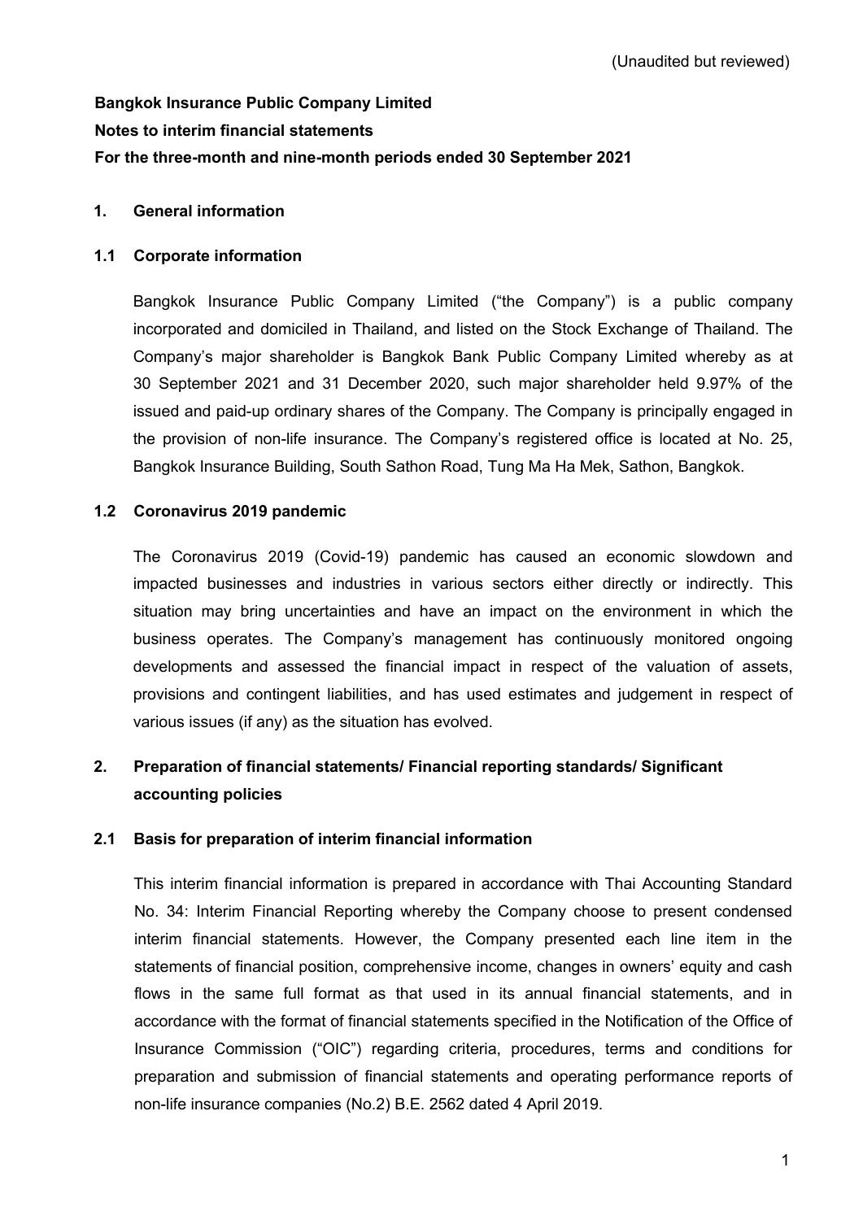(Unaudited but reviewed)

**Bangkok Insurance Public Company Limited**

**Notes to interim financial statements**

**For the three-month and nine-month periods ended 30 September 2021**

## 1. General information

### 1.1 Corporate information

Bangkok Insurance Public Company Limited ("the Company") is a public company incorporated and domiciled in Thailand, and listed on the Stock Exchange of Thailand. The Company's major shareholder is Bangkok Bank Public Company Limited whereby as at 30 September 2021 and 31 December 2020, such major shareholder held 9.97% of the issued and paid-up ordinary shares of the Company. The Company is principally engaged in the provision of non-life insurance. The Company's registered office is located at No. 25, Bangkok Insurance Building, South Sathon Road, Tung Ma Ha Mek, Sathon, Bangkok.

### 1.2 Coronavirus 2019 pandemic

The Coronavirus 2019 (Covid-19) pandemic has caused an economic slowdown and impacted businesses and industries in various sectors either directly or indirectly. This situation may bring uncertainties and have an impact on the environment in which the business operates. The Company's management has continuously monitored ongoing developments and assessed the financial impact in respect of the valuation of assets, provisions and contingent liabilities, and has used estimates and judgement in respect of various issues (if any) as the situation has evolved.

## 2. Preparation of financial statements/ Financial reporting standards/ Significant accounting policies

### 2.1 Basis for preparation of interim financial information

This interim financial information is prepared in accordance with Thai Accounting Standard No. 34: Interim Financial Reporting whereby the Company choose to present condensed interim financial statements. However, the Company presented each line item in the statements of financial position, comprehensive income, changes in owners' equity and cash flows in the same full format as that used in its annual financial statements, and in accordance with the format of financial statements specified in the Notification of the Office of Insurance Commission ("OIC") regarding criteria, procedures, terms and conditions for preparation and submission of financial statements and operating performance reports of non-life insurance companies (No.2) B.E. 2562 dated 4 April 2019.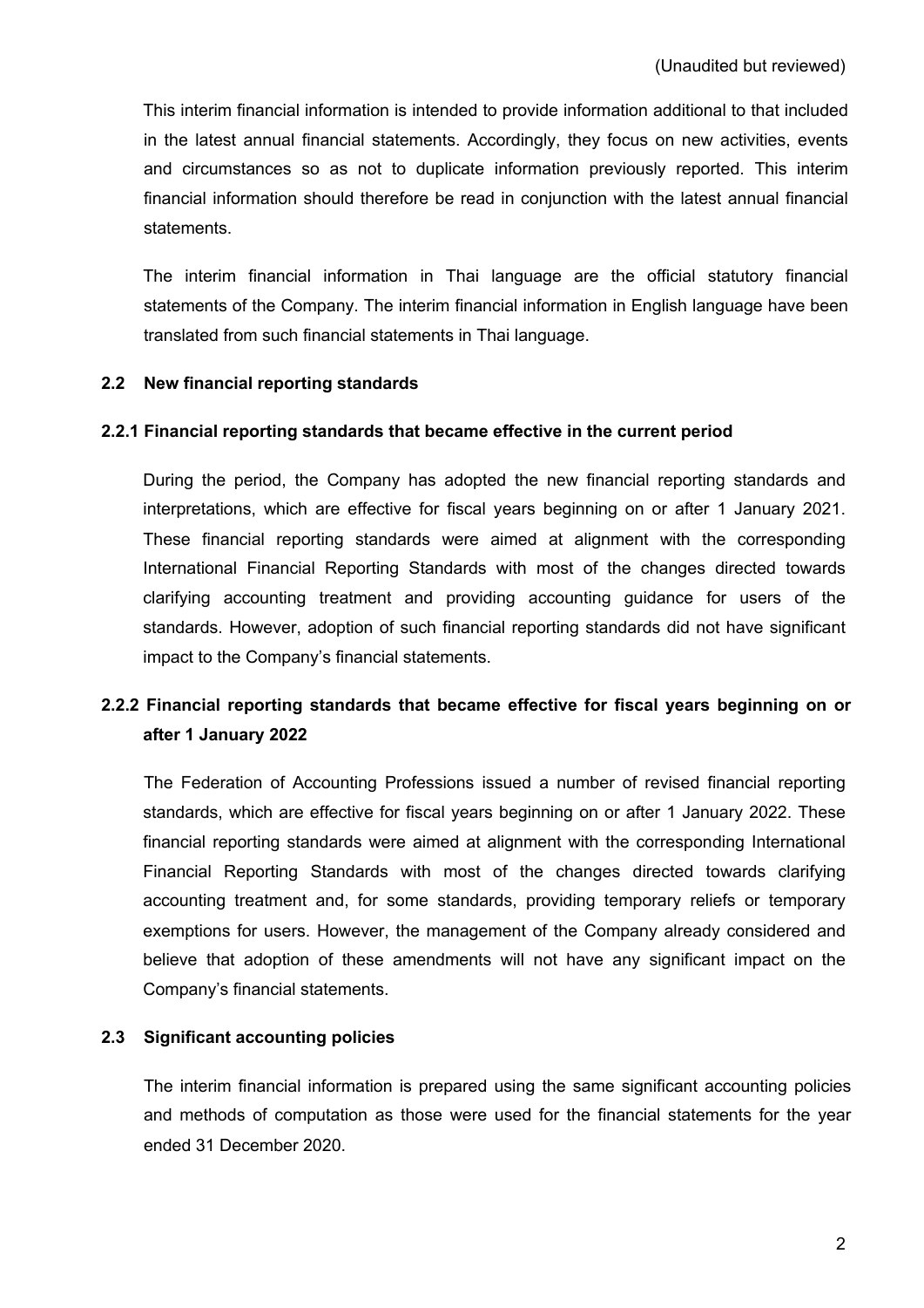(Unaudited but reviewed)

This interim financial information is intended to provide information additional to that included in the latest annual financial statements. Accordingly, they focus on new activities, events and circumstances so as not to duplicate information previously reported. This interim financial information should therefore be read in conjunction with the latest annual financial statements.

The interim financial information in Thai language are the official statutory financial statements of the Company. The interim financial information in English language have been translated from such financial statements in Thai language.

### 2.2 New financial reporting standards

#### 2.2.1 Financial reporting standards that became effective in the current period

During the period, the Company has adopted the new financial reporting standards and interpretations, which are effective for fiscal years beginning on or after 1 January 2021. These financial reporting standards were aimed at alignment with the corresponding International Financial Reporting Standards with most of the changes directed towards clarifying accounting treatment and providing accounting guidance for users of the standards. However, adoption of such financial reporting standards did not have significant impact to the Company's financial statements.

#### 2.2.2 Financial reporting standards that became effective for fiscal years beginning on or after 1 January 2022

The Federation of Accounting Professions issued a number of revised financial reporting standards, which are effective for fiscal years beginning on or after 1 January 2022. These financial reporting standards were aimed at alignment with the corresponding International Financial Reporting Standards with most of the changes directed towards clarifying accounting treatment and, for some standards, providing temporary reliefs or temporary exemptions for users. However, the management of the Company already considered and believe that adoption of these amendments will not have any significant impact on the Company's financial statements.

### 2.3 Significant accounting policies

The interim financial information is prepared using the same significant accounting policies and methods of computation as those were used for the financial statements for the year ended 31 December 2020.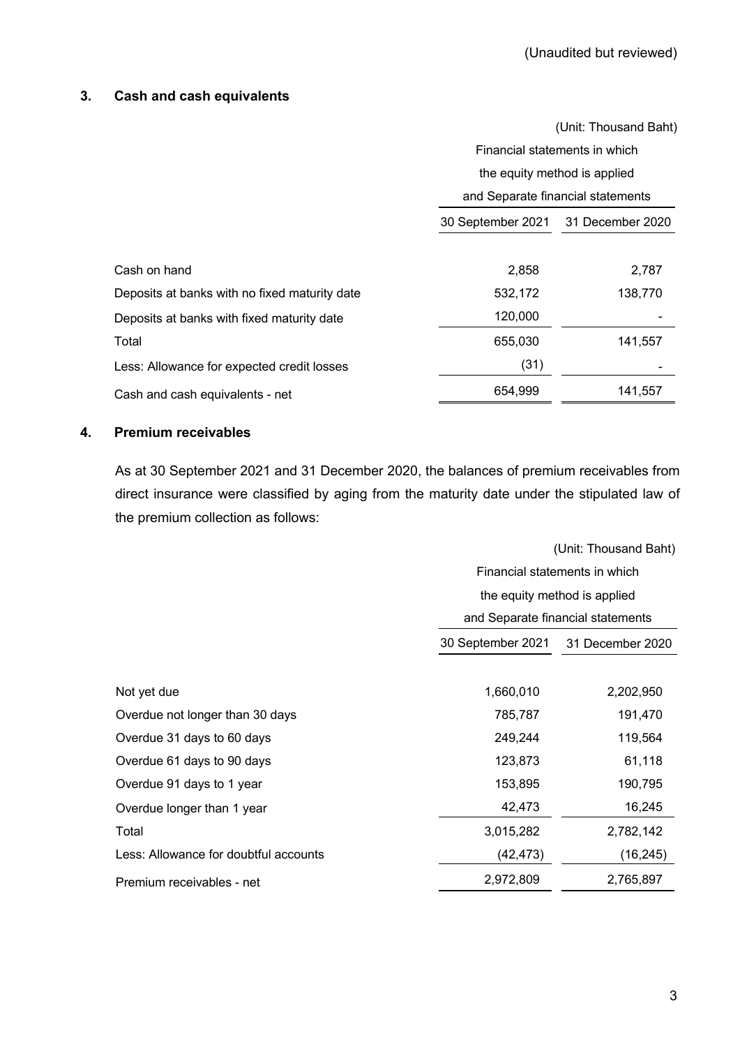(Unaudited but reviewed)

## 3. Cash and cash equivalents

(Unit: Thousand Baht)

| | Financial statements in which the equity method is applied and Separate financial statements | |
|---|---|---|
| | 30 September 2021 | 31 December 2020 |
| Cash on hand | 2,858 | 2,787 |
| Deposits at banks with no fixed maturity date | 532,172 | 138,770 |
| Deposits at banks with fixed maturity date | 120,000 | - |
| Total | 655,030 | 141,557 |
| Less: Allowance for expected credit losses | (31) | - |
| Cash and cash equivalents - net | 654,999 | 141,557 |

## 4. Premium receivables

As at 30 September 2021 and 31 December 2020, the balances of premium receivables from direct insurance were classified by aging from the maturity date under the stipulated law of the premium collection as follows:

(Unit: Thousand Baht)

| | Financial statements in which the equity method is applied and Separate financial statements | |
|---|---|---|
| | 30 September 2021 | 31 December 2020 |
| Not yet due | 1,660,010 | 2,202,950 |
| Overdue not longer than 30 days | 785,787 | 191,470 |
| Overdue 31 days to 60 days | 249,244 | 119,564 |
| Overdue 61 days to 90 days | 123,873 | 61,118 |
| Overdue 91 days to 1 year | 153,895 | 190,795 |
| Overdue longer than 1 year | 42,473 | 16,245 |
| Total | 3,015,282 | 2,782,142 |
| Less: Allowance for doubtful accounts | (42,473) | (16,245) |
| Premium receivables - net | 2,972,809 | 2,765,897 |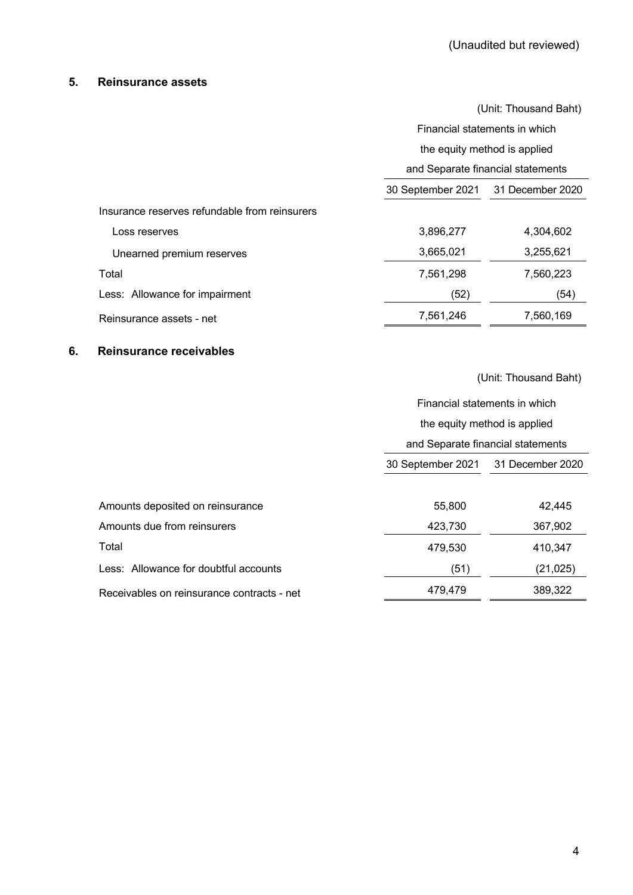(Unaudited but reviewed)

## 5. Reinsurance assets

(Unit: Thousand Baht)

| | Financial statements in which the equity method is applied and Separate financial statements | |
|---|---|---|
| | 30 September 2021 | 31 December 2020 |
| Insurance reserves refundable from reinsurers | | |
| Loss reserves | 3,896,277 | 4,304,602 |
| Unearned premium reserves | 3,665,021 | 3,255,621 |
| Total | 7,561,298 | 7,560,223 |
| Less: Allowance for impairment | (52) | (54) |
| Reinsurance assets - net | 7,561,246 | 7,560,169 |

## 6. Reinsurance receivables

(Unit: Thousand Baht)

| | Financial statements in which the equity method is applied and Separate financial statements | |
|---|---|---|
| | 30 September 2021 | 31 December 2020 |
| Amounts deposited on reinsurance | 55,800 | 42,445 |
| Amounts due from reinsurers | 423,730 | 367,902 |
| Total | 479,530 | 410,347 |
| Less: Allowance for doubtful accounts | (51) | (21,025) |
| Receivables on reinsurance contracts - net | 479,479 | 389,322 |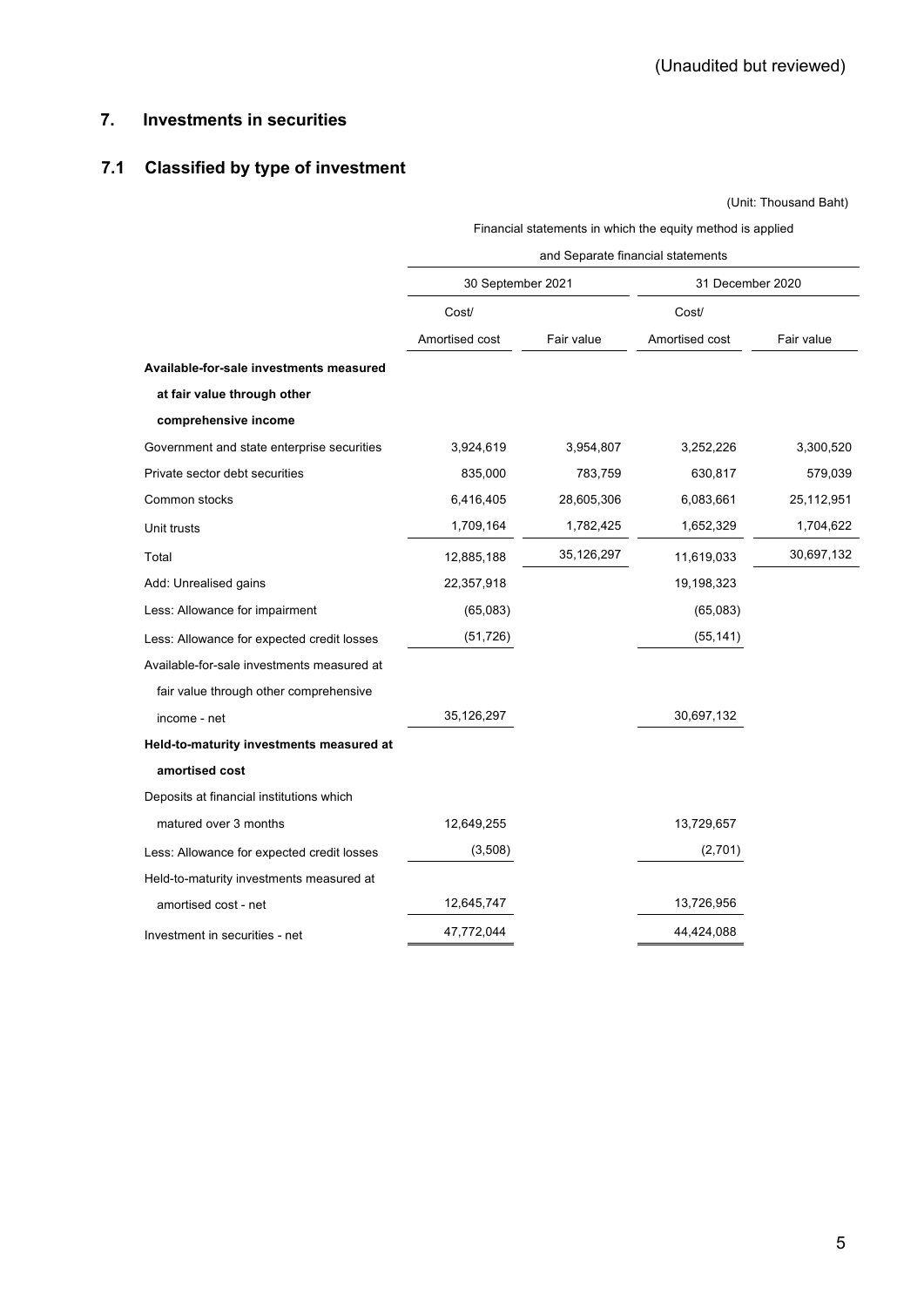(Unaudited but reviewed)

## 7. Investments in securities

### 7.1 Classified by type of investment

(Unit: Thousand Baht)

| | Financial statements in which the equity method is applied and Separate financial statements | | | |
|---|---|---|---|---|
| | 30 September 2021 | | 31 December 2020 | |
| | Cost/ Amortised cost | Fair value | Cost/ Amortised cost | Fair value |
| **Available-for-sale investments measured at fair value through other comprehensive income** | | | | |
| Government and state enterprise securities | 3,924,619 | 3,954,807 | 3,252,226 | 3,300,520 |
| Private sector debt securities | 835,000 | 783,759 | 630,817 | 579,039 |
| Common stocks | 6,416,405 | 28,605,306 | 6,083,661 | 25,112,951 |
| Unit trusts | 1,709,164 | 1,782,425 | 1,652,329 | 1,704,622 |
| Total | 12,885,188 | 35,126,297 | 11,619,033 | 30,697,132 |
| Add: Unrealised gains | 22,357,918 | | 19,198,323 | |
| Less: Allowance for impairment | (65,083) | | (65,083) | |
| Less: Allowance for expected credit losses | (51,726) | | (55,141) | |
| Available-for-sale investments measured at fair value through other comprehensive income - net | 35,126,297 | | 30,697,132 | |
| **Held-to-maturity investments measured at amortised cost** | | | | |
| Deposits at financial institutions which matured over 3 months | 12,649,255 | | 13,729,657 | |
| Less: Allowance for expected credit losses | (3,508) | | (2,701) | |
| Held-to-maturity investments measured at amortised cost - net | 12,645,747 | | 13,726,956 | |
| Investment in securities - net | 47,772,044 | | 44,424,088 | |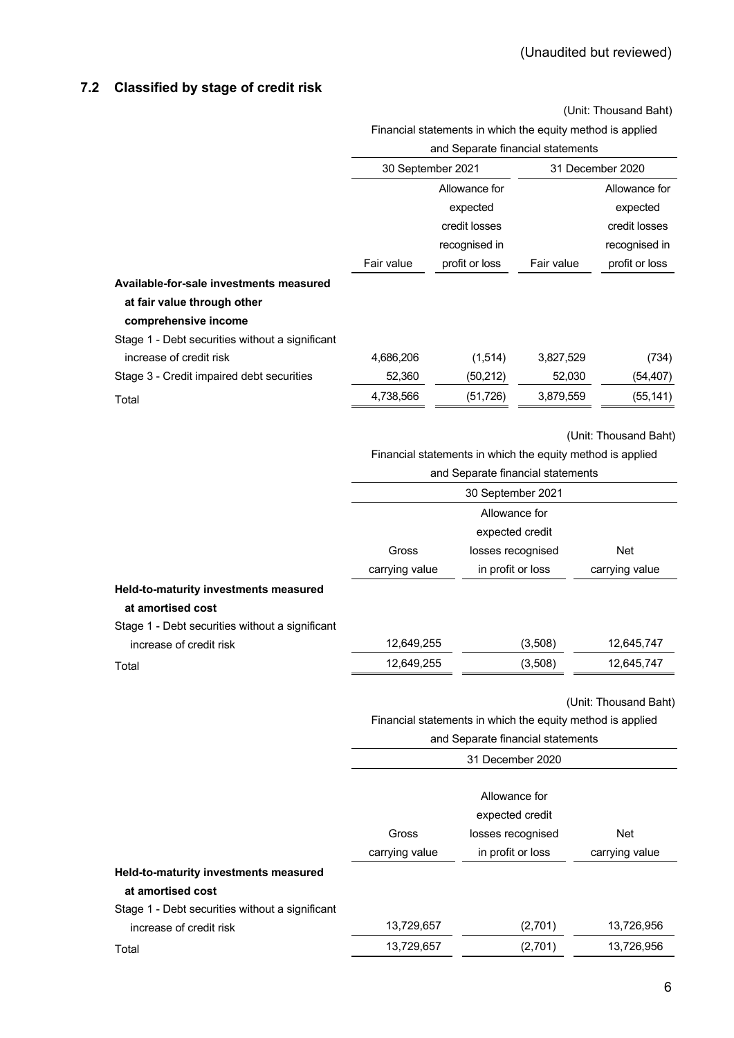(Unaudited but reviewed)

### 7.2 Classified by stage of credit risk

(Unit: Thousand Baht)

| | Financial statements in which the equity method is applied and Separate financial statements | | | |
|---|---|---|---|---|
| | 30 September 2021 | | 31 December 2020 | |
| | Fair value | Allowance for expected credit losses recognised in profit or loss | Fair value | Allowance for expected credit losses recognised in profit or loss |
| **Available-for-sale investments measured at fair value through other comprehensive income** | | | | |
| Stage 1 - Debt securities without a significant increase of credit risk | 4,686,206 | (1,514) | 3,827,529 | (734) |
| Stage 3 - Credit impaired debt securities | 52,360 | (50,212) | 52,030 | (54,407) |
| Total | 4,738,566 | (51,726) | 3,879,559 | (55,141) |

(Unit: Thousand Baht)

| | Financial statements in which the equity method is applied and Separate financial statements | | |
|---|---|---|---|
| | 30 September 2021 | | |
| | Gross carrying value | Allowance for expected credit losses recognised in profit or loss | Net carrying value |
| **Held-to-maturity investments measured at amortised cost** | | | |
| Stage 1 - Debt securities without a significant increase of credit risk | 12,649,255 | (3,508) | 12,645,747 |
| Total | 12,649,255 | (3,508) | 12,645,747 |

(Unit: Thousand Baht)

| | Financial statements in which the equity method is applied and Separate financial statements | | |
|---|---|---|---|
| | 31 December 2020 | | |
| | Gross carrying value | Allowance for expected credit losses recognised in profit or loss | Net carrying value |
| **Held-to-maturity investments measured at amortised cost** | | | |
| Stage 1 - Debt securities without a significant increase of credit risk | 13,729,657 | (2,701) | 13,726,956 |
| Total | 13,729,657 | (2,701) | 13,726,956 |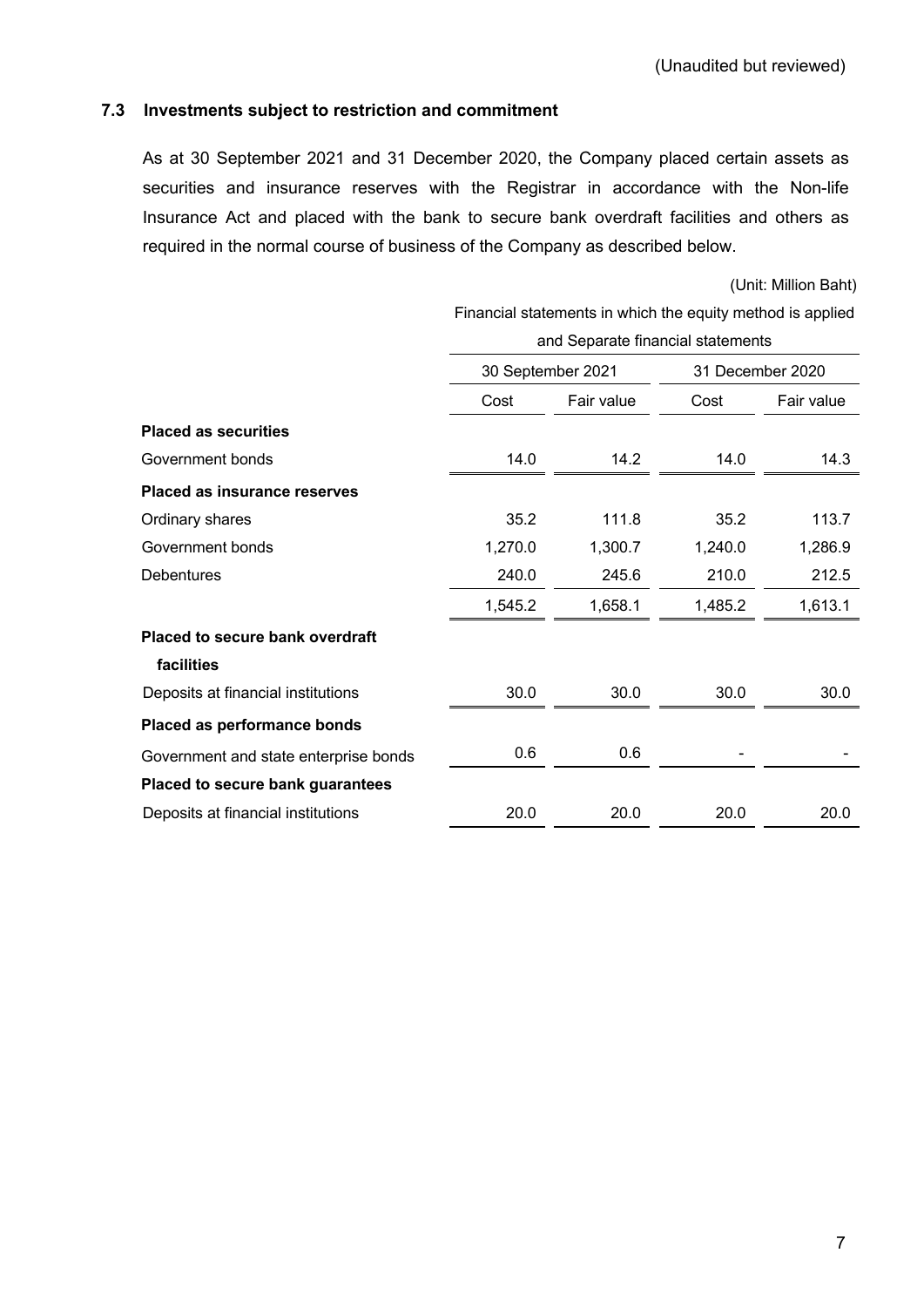(Unaudited but reviewed)

### 7.3 Investments subject to restriction and commitment

As at 30 September 2021 and 31 December 2020, the Company placed certain assets as securities and insurance reserves with the Registrar in accordance with the Non-life Insurance Act and placed with the bank to secure bank overdraft facilities and others as required in the normal course of business of the Company as described below.

(Unit: Million Baht)

| | Financial statements in which the equity method is applied and Separate financial statements | | | |
|---|---|---|---|---|
| | 30 September 2021 | | 31 December 2020 | |
| | Cost | Fair value | Cost | Fair value |
| **Placed as securities** | | | | |
| Government bonds | 14.0 | 14.2 | 14.0 | 14.3 |
| **Placed as insurance reserves** | | | | |
| Ordinary shares | 35.2 | 111.8 | 35.2 | 113.7 |
| Government bonds | 1,270.0 | 1,300.7 | 1,240.0 | 1,286.9 |
| Debentures | 240.0 | 245.6 | 210.0 | 212.5 |
| | 1,545.2 | 1,658.1 | 1,485.2 | 1,613.1 |
| **Placed to secure bank overdraft facilities** | | | | |
| Deposits at financial institutions | 30.0 | 30.0 | 30.0 | 30.0 |
| **Placed as performance bonds** | | | | |
| Government and state enterprise bonds | 0.6 | 0.6 | - | - |
| **Placed to secure bank guarantees** | | | | |
| Deposits at financial institutions | 20.0 | 20.0 | 20.0 | 20.0 |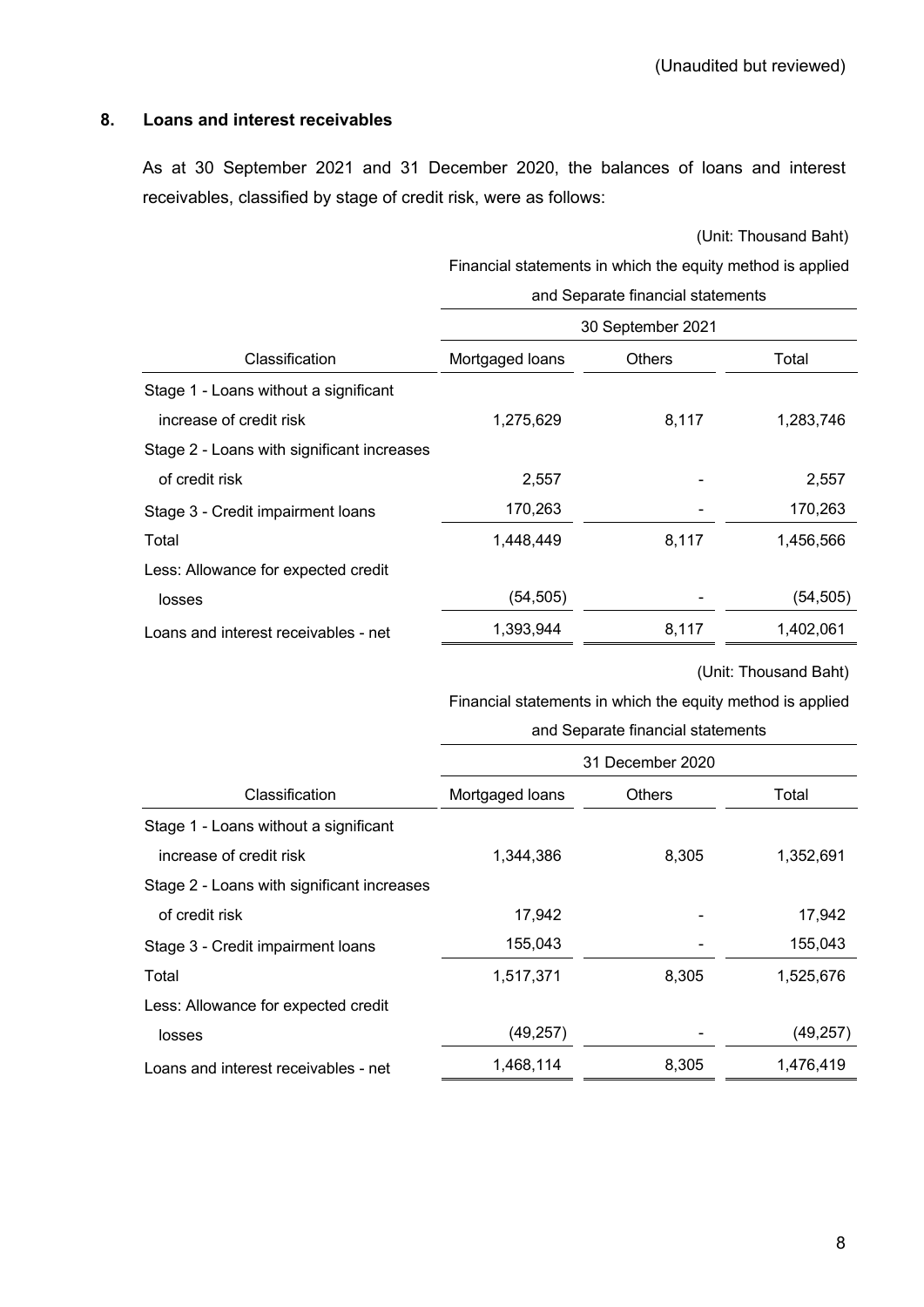(Unaudited but reviewed)

## 8. Loans and interest receivables

As at 30 September 2021 and 31 December 2020, the balances of loans and interest receivables, classified by stage of credit risk, were as follows:

(Unit: Thousand Baht)

| | Financial statements in which the equity method is applied and Separate financial statements | | |
|---|---|---|---|
| | 30 September 2021 | | |
| Classification | Mortgaged loans | Others | Total |
| Stage 1 - Loans without a significant increase of credit risk | 1,275,629 | 8,117 | 1,283,746 |
| Stage 2 - Loans with significant increases of credit risk | 2,557 | - | 2,557 |
| Stage 3 - Credit impairment loans | 170,263 | - | 170,263 |
| Total | 1,448,449 | 8,117 | 1,456,566 |
| Less: Allowance for expected credit losses | (54,505) | - | (54,505) |
| Loans and interest receivables - net | 1,393,944 | 8,117 | 1,402,061 |

(Unit: Thousand Baht)

| | Financial statements in which the equity method is applied and Separate financial statements | | |
|---|---|---|---|
| | 31 December 2020 | | |
| Classification | Mortgaged loans | Others | Total |
| Stage 1 - Loans without a significant increase of credit risk | 1,344,386 | 8,305 | 1,352,691 |
| Stage 2 - Loans with significant increases of credit risk | 17,942 | - | 17,942 |
| Stage 3 - Credit impairment loans | 155,043 | - | 155,043 |
| Total | 1,517,371 | 8,305 | 1,525,676 |
| Less: Allowance for expected credit losses | (49,257) | - | (49,257) |
| Loans and interest receivables - net | 1,468,114 | 8,305 | 1,476,419 |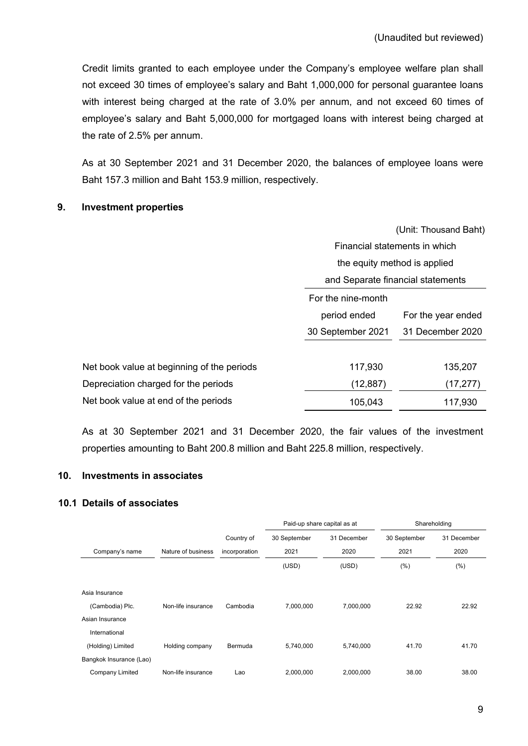(Unaudited but reviewed)

Credit limits granted to each employee under the Company's employee welfare plan shall not exceed 30 times of employee's salary and Baht 1,000,000 for personal guarantee loans with interest being charged at the rate of 3.0% per annum, and not exceed 60 times of employee's salary and Baht 5,000,000 for mortgaged loans with interest being charged at the rate of 2.5% per annum.

As at 30 September 2021 and 31 December 2020, the balances of employee loans were Baht 157.3 million and Baht 153.9 million, respectively.

## 9. Investment properties

(Unit: Thousand Baht)

| | Financial statements in which the equity method is applied and Separate financial statements | |
|---|---|---|
| | For the nine-month period ended 30 September 2021 | For the year ended 31 December 2020 |
| Net book value at beginning of the periods | 117,930 | 135,207 |
| Depreciation charged for the periods | (12,887) | (17,277) |
| Net book value at end of the periods | 105,043 | 117,930 |

As at 30 September 2021 and 31 December 2020, the fair values of the investment properties amounting to Baht 200.8 million and Baht 225.8 million, respectively.

## 10. Investments in associates

### 10.1 Details of associates

| | | | Paid-up share capital as at | | Shareholding | |
|---|---|---|---|---|---|---|
| Company's name | Nature of business | Country of incorporation | 30 September 2021 | 31 December 2020 | 30 September 2021 | 31 December 2020 |
| | | | (USD) | (USD) | (%) | (%) |
| Asia Insurance (Cambodia) Plc. | Non-life insurance | Cambodia | 7,000,000 | 7,000,000 | 22.92 | 22.92 |
| Asian Insurance International (Holding) Limited | Holding company | Bermuda | 5,740,000 | 5,740,000 | 41.70 | 41.70 |
| Bangkok Insurance (Lao) Company Limited | Non-life insurance | Lao | 2,000,000 | 2,000,000 | 38.00 | 38.00 |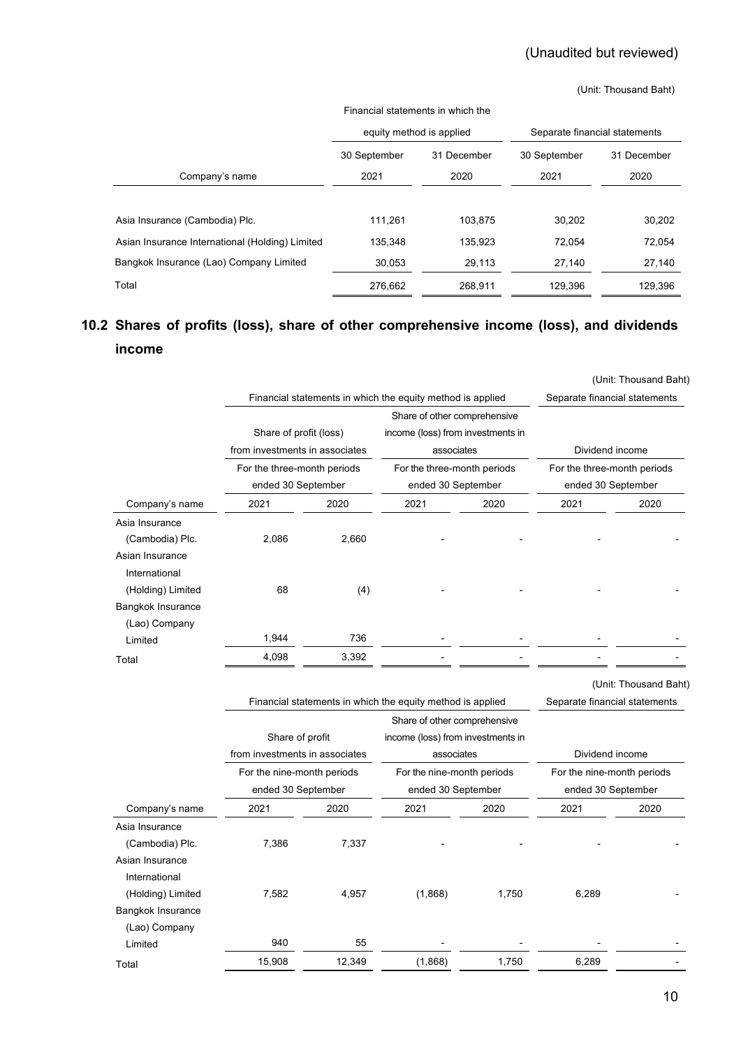(Unaudited but reviewed)

(Unit: Thousand Baht)

| Company's name | Financial statements in which the equity method is applied | | Separate financial statements | |
|---|---|---|---|---|
| | 30 September 2021 | 31 December 2020 | 30 September 2021 | 31 December 2020 |
| Asia Insurance (Cambodia) Plc. | 111,261 | 103,875 | 30,202 | 30,202 |
| Asian Insurance International (Holding) Limited | 135,348 | 135,923 | 72,054 | 72,054 |
| Bangkok Insurance (Lao) Company Limited | 30,053 | 29,113 | 27,140 | 27,140 |
| Total | 276,662 | 268,911 | 129,396 | 129,396 |

## 10.2 Shares of profits (loss), share of other comprehensive income (loss), and dividends income

(Unit: Thousand Baht)

| | Financial statements in which the equity method is applied | | | | Separate financial statements | |
|---|---|---|---|---|---|---|
| | Share of profit (loss) from investments in associates | | Share of other comprehensive income (loss) from investments in associates | | Dividend income | |
| | For the three-month periods ended 30 September | | For the three-month periods ended 30 September | | For the three-month periods ended 30 September | |
| Company's name | 2021 | 2020 | 2021 | 2020 | 2021 | 2020 |
| Asia Insurance (Cambodia) Plc. | 2,086 | 2,660 | - | - | - | - |
| Asian Insurance International (Holding) Limited | 68 | (4) | - | - | - | - |
| Bangkok Insurance (Lao) Company Limited | 1,944 | 736 | - | - | - | - |
| Total | 4,098 | 3,392 | - | - | - | - |

(Unit: Thousand Baht)

| | Financial statements in which the equity method is applied | | | | Separate financial statements | |
|---|---|---|---|---|---|---|
| | Share of profit from investments in associates | | Share of other comprehensive income (loss) from investments in associates | | Dividend income | |
| | For the nine-month periods ended 30 September | | For the nine-month periods ended 30 September | | For the nine-month periods ended 30 September | |
| Company's name | 2021 | 2020 | 2021 | 2020 | 2021 | 2020 |
| Asia Insurance (Cambodia) Plc. | 7,386 | 7,337 | - | - | - | - |
| Asian Insurance International (Holding) Limited | 7,582 | 4,957 | (1,868) | 1,750 | 6,289 | - |
| Bangkok Insurance (Lao) Company Limited | 940 | 55 | - | - | - | - |
| Total | 15,908 | 12,349 | (1,868) | 1,750 | 6,289 | - |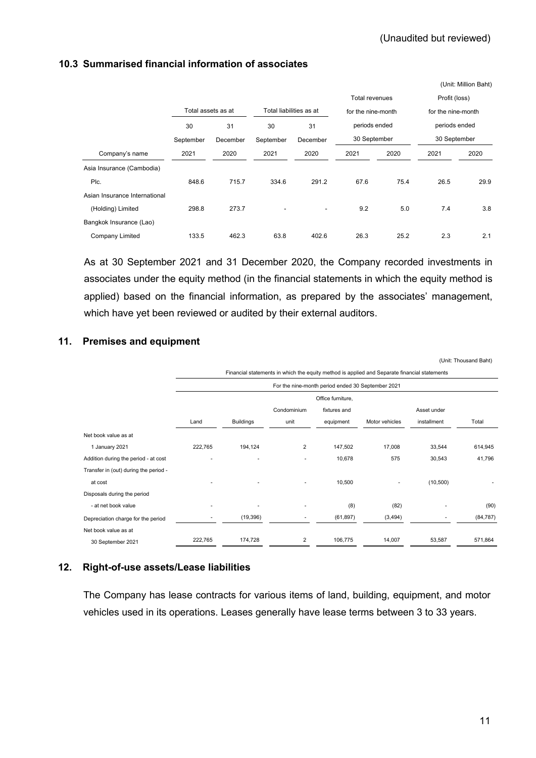(Unaudited but reviewed)

### 10.3 Summarised financial information of associates

(Unit: Million Baht)

| Company's name | Total assets as at | | Total liabilities as at | | Total revenues for the nine-month periods ended 30 September | | Profit (loss) for the nine-month periods ended 30 September | |
|---|---|---|---|---|---|---|---|---|
| | 30 September 2021 | 31 December 2020 | 30 September 2021 | 31 December 2020 | 2021 | 2020 | 2021 | 2020 |
| Asia Insurance (Cambodia) Plc. | 848.6 | 715.7 | 334.6 | 291.2 | 67.6 | 75.4 | 26.5 | 29.9 |
| Asian Insurance International (Holding) Limited | 298.8 | 273.7 | - | - | 9.2 | 5.0 | 7.4 | 3.8 |
| Bangkok Insurance (Lao) Company Limited | 133.5 | 462.3 | 63.8 | 402.6 | 26.3 | 25.2 | 2.3 | 2.1 |

As at 30 September 2021 and 31 December 2020, the Company recorded investments in associates under the equity method (in the financial statements in which the equity method is applied) based on the financial information, as prepared by the associates' management, which have yet been reviewed or audited by their external auditors.

## 11. Premises and equipment

(Unit: Thousand Baht)

| | Financial statements in which the equity method is applied and Separate financial statements | | | | | | |
|---|---|---|---|---|---|---|---|
| | For the nine-month period ended 30 September 2021 | | | | | | |
| | Land | Buildings | Condominium unit | Office furniture, fixtures and equipment | Motor vehicles | Asset under installment | Total |
| Net book value as at 1 January 2021 | 222,765 | 194,124 | 2 | 147,502 | 17,008 | 33,544 | 614,945 |
| Addition during the period - at cost | - | - | - | 10,678 | 575 | 30,543 | 41,796 |
| Transfer in (out) during the period - at cost | - | - | - | 10,500 | - | (10,500) | - |
| Disposals during the period - at net book value | - | - | - | (8) | (82) | - | (90) |
| Depreciation charge for the period | - | (19,396) | - | (61,897) | (3,494) | - | (84,787) |
| Net book value as at 30 September 2021 | 222,765 | 174,728 | 2 | 106,775 | 14,007 | 53,587 | 571,864 |

## 12. Right-of-use assets/Lease liabilities

The Company has lease contracts for various items of land, building, equipment, and motor vehicles used in its operations. Leases generally have lease terms between 3 to 33 years.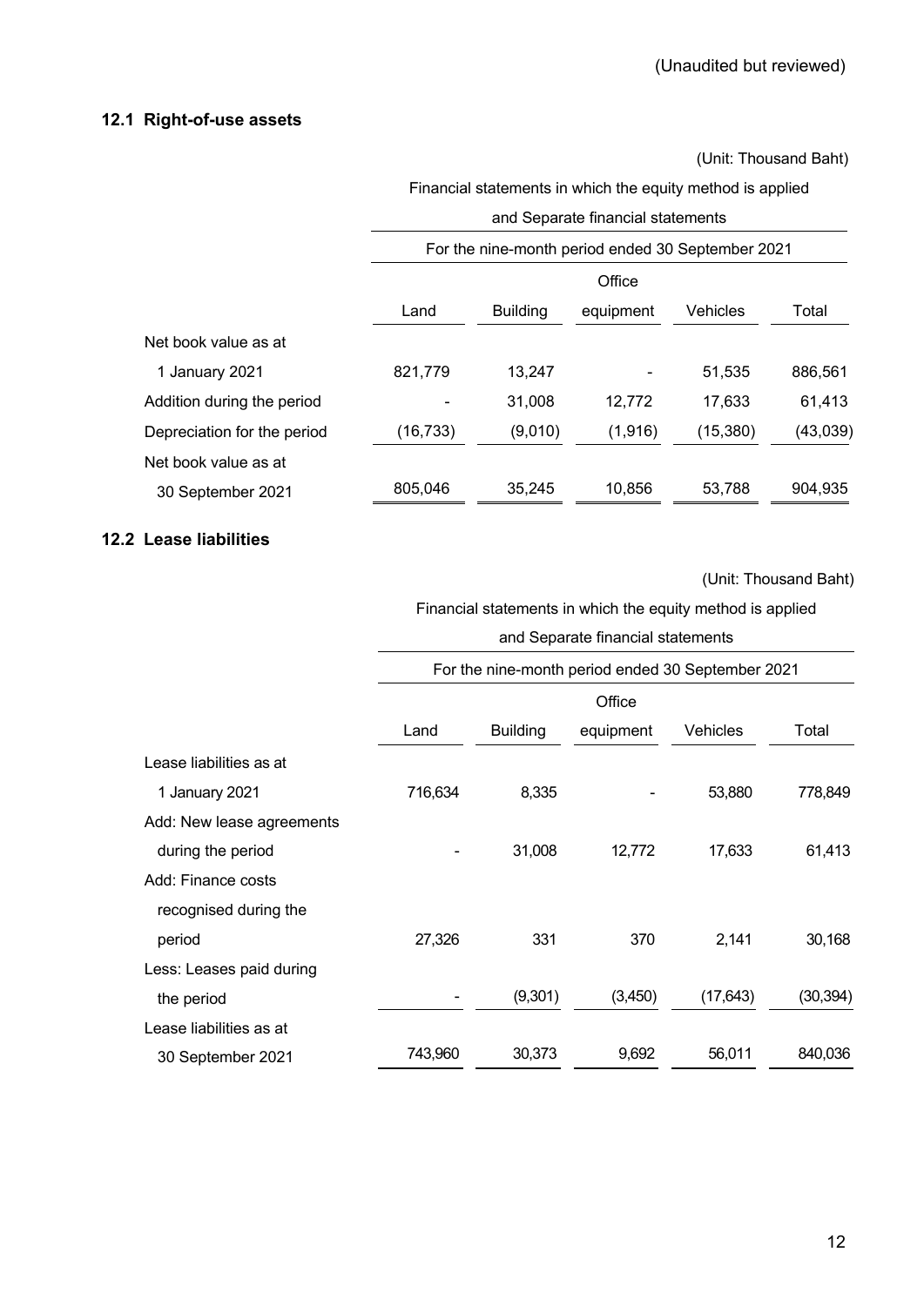(Unaudited but reviewed)

### 12.1 Right-of-use assets

(Unit: Thousand Baht)

| | Financial statements in which the equity method is applied and Separate financial statements | | | | |
|---|---|---|---|---|---|
| | For the nine-month period ended 30 September 2021 | | | | |
| | Land | Building | Office equipment | Vehicles | Total |
| Net book value as at 1 January 2021 | 821,779 | 13,247 | - | 51,535 | 886,561 |
| Addition during the period | - | 31,008 | 12,772 | 17,633 | 61,413 |
| Depreciation for the period | (16,733) | (9,010) | (1,916) | (15,380) | (43,039) |
| Net book value as at 30 September 2021 | 805,046 | 35,245 | 10,856 | 53,788 | 904,935 |

### 12.2 Lease liabilities

(Unit: Thousand Baht)

| | Financial statements in which the equity method is applied and Separate financial statements | | | | |
|---|---|---|---|---|---|
| | For the nine-month period ended 30 September 2021 | | | | |
| | Land | Building | Office equipment | Vehicles | Total |
| Lease liabilities as at 1 January 2021 | 716,634 | 8,335 | - | 53,880 | 778,849 |
| Add: New lease agreements during the period | - | 31,008 | 12,772 | 17,633 | 61,413 |
| Add: Finance costs recognised during the period | 27,326 | 331 | 370 | 2,141 | 30,168 |
| Less: Leases paid during the period | - | (9,301) | (3,450) | (17,643) | (30,394) |
| Lease liabilities as at 30 September 2021 | 743,960 | 30,373 | 9,692 | 56,011 | 840,036 |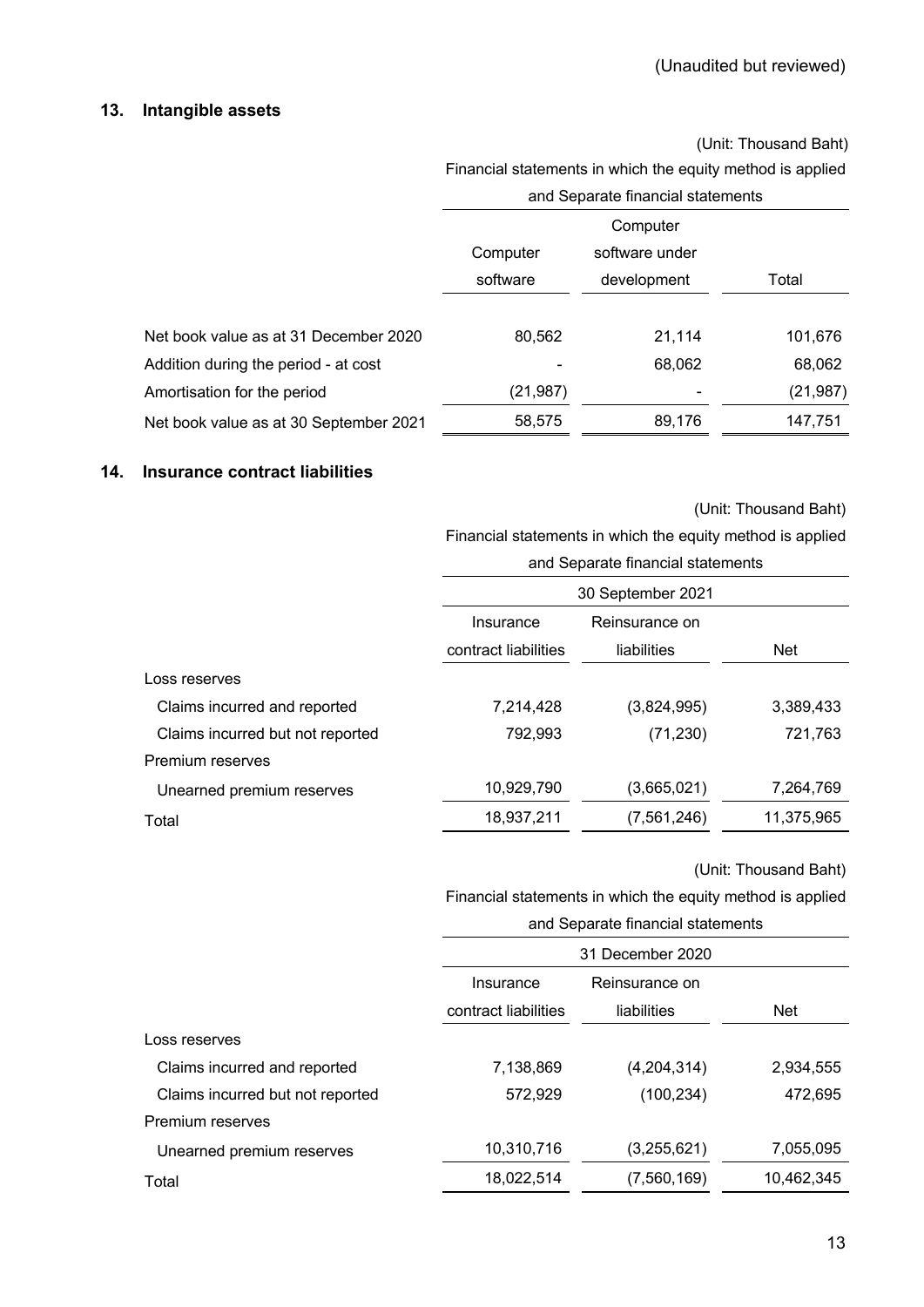(Unaudited but reviewed)

## 13. Intangible assets

(Unit: Thousand Baht)

| | Financial statements in which the equity method is applied and Separate financial statements | | |
|---|---|---|---|
| | Computer software | Computer software under development | Total |
| Net book value as at 31 December 2020 | 80,562 | 21,114 | 101,676 |
| Addition during the period - at cost | - | 68,062 | 68,062 |
| Amortisation for the period | (21,987) | - | (21,987) |
| Net book value as at 30 September 2021 | 58,575 | 89,176 | 147,751 |

## 14. Insurance contract liabilities

(Unit: Thousand Baht)

| | Financial statements in which the equity method is applied and Separate financial statements | | |
|---|---|---|---|
| | 30 September 2021 | | |
| | Insurance contract liabilities | Reinsurance on liabilities | Net |
| Loss reserves | | | |
| Claims incurred and reported | 7,214,428 | (3,824,995) | 3,389,433 |
| Claims incurred but not reported | 792,993 | (71,230) | 721,763 |
| Premium reserves | | | |
| Unearned premium reserves | 10,929,790 | (3,665,021) | 7,264,769 |
| Total | 18,937,211 | (7,561,246) | 11,375,965 |

(Unit: Thousand Baht)

| | Financial statements in which the equity method is applied and Separate financial statements | | |
|---|---|---|---|
| | 31 December 2020 | | |
| | Insurance contract liabilities | Reinsurance on liabilities | Net |
| Loss reserves | | | |
| Claims incurred and reported | 7,138,869 | (4,204,314) | 2,934,555 |
| Claims incurred but not reported | 572,929 | (100,234) | 472,695 |
| Premium reserves | | | |
| Unearned premium reserves | 10,310,716 | (3,255,621) | 7,055,095 |
| Total | 18,022,514 | (7,560,169) | 10,462,345 |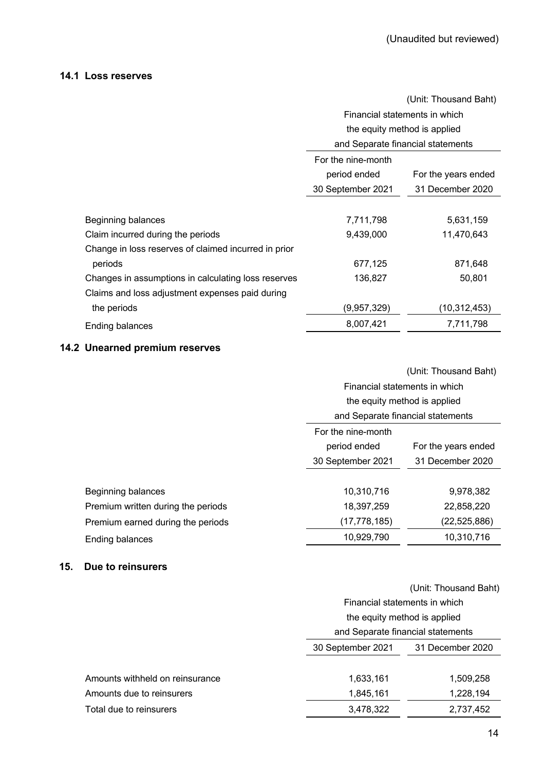(Unaudited but reviewed)

### 14.1 Loss reserves

| | (Unit: Thousand Baht) | |
|---|---|---|
| | Financial statements in which the equity method is applied and Separate financial statements | |
| | For the nine-month period ended 30 September 2021 | For the years ended 31 December 2020 |
| Beginning balances | 7,711,798 | 5,631,159 |
| Claim incurred during the periods | 9,439,000 | 11,470,643 |
| Change in loss reserves of claimed incurred in prior periods | 677,125 | 871,648 |
| Changes in assumptions in calculating loss reserves | 136,827 | 50,801 |
| Claims and loss adjustment expenses paid during the periods | (9,957,329) | (10,312,453) |
| Ending balances | 8,007,421 | 7,711,798 |

### 14.2 Unearned premium reserves

| | (Unit: Thousand Baht) | |
|---|---|---|
| | Financial statements in which the equity method is applied and Separate financial statements | |
| | For the nine-month period ended 30 September 2021 | For the years ended 31 December 2020 |
| Beginning balances | 10,310,716 | 9,978,382 |
| Premium written during the periods | 18,397,259 | 22,858,220 |
| Premium earned during the periods | (17,778,185) | (22,525,886) |
| Ending balances | 10,929,790 | 10,310,716 |

## 15. Due to reinsurers

| | (Unit: Thousand Baht) | |
|---|---|---|
| | Financial statements in which the equity method is applied and Separate financial statements | |
| | 30 September 2021 | 31 December 2020 |
| Amounts withheld on reinsurance | 1,633,161 | 1,509,258 |
| Amounts due to reinsurers | 1,845,161 | 1,228,194 |
| Total due to reinsurers | 3,478,322 | 2,737,452 |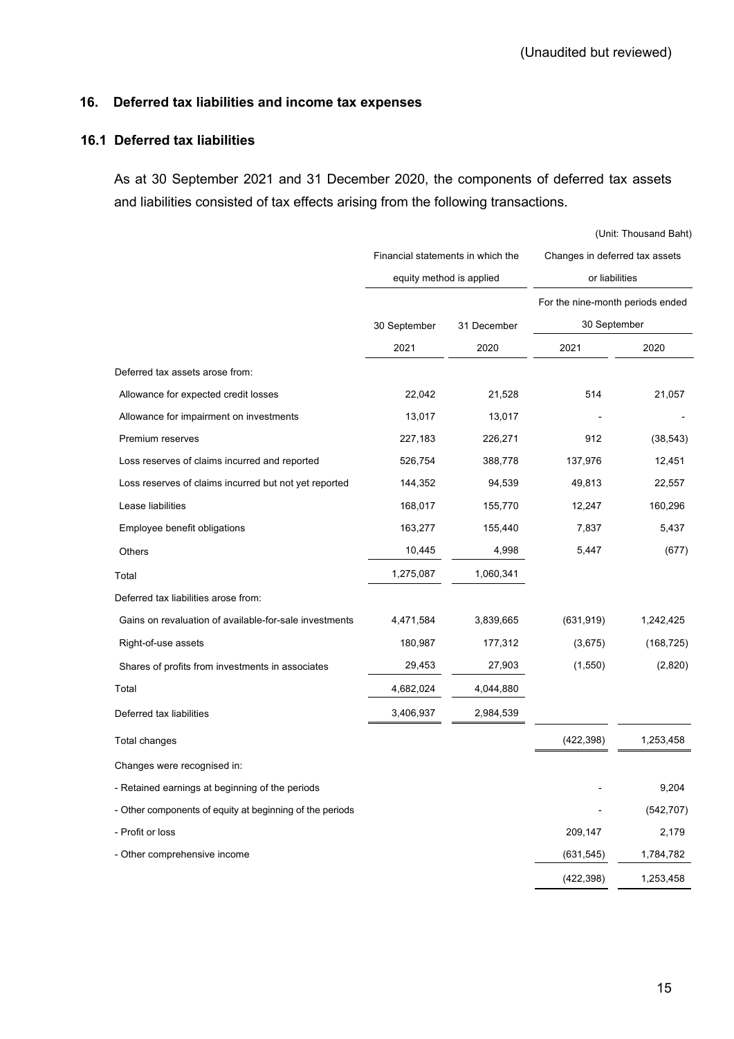(Unaudited but reviewed)

## 16. Deferred tax liabilities and income tax expenses

### 16.1 Deferred tax liabilities

As at 30 September 2021 and 31 December 2020, the components of deferred tax assets and liabilities consisted of tax effects arising from the following transactions.

(Unit: Thousand Baht)

| | Financial statements in which the equity method is applied | | Changes in deferred tax assets or liabilities | |
|---|---|---|---|---|
| | | | For the nine-month periods ended 30 September | |
| | 30 September 2021 | 31 December 2020 | 2021 | 2020 |
| Deferred tax assets arose from: | | | | |
| Allowance for expected credit losses | 22,042 | 21,528 | 514 | 21,057 |
| Allowance for impairment on investments | 13,017 | 13,017 | - | - |
| Premium reserves | 227,183 | 226,271 | 912 | (38,543) |
| Loss reserves of claims incurred and reported | 526,754 | 388,778 | 137,976 | 12,451 |
| Loss reserves of claims incurred but not yet reported | 144,352 | 94,539 | 49,813 | 22,557 |
| Lease liabilities | 168,017 | 155,770 | 12,247 | 160,296 |
| Employee benefit obligations | 163,277 | 155,440 | 7,837 | 5,437 |
| Others | 10,445 | 4,998 | 5,447 | (677) |
| Total | 1,275,087 | 1,060,341 | | |
| Deferred tax liabilities arose from: | | | | |
| Gains on revaluation of available-for-sale investments | 4,471,584 | 3,839,665 | (631,919) | 1,242,425 |
| Right-of-use assets | 180,987 | 177,312 | (3,675) | (168,725) |
| Shares of profits from investments in associates | 29,453 | 27,903 | (1,550) | (2,820) |
| Total | 4,682,024 | 4,044,880 | | |
| Deferred tax liabilities | 3,406,937 | 2,984,539 | | |
| Total changes | | | (422,398) | 1,253,458 |
| Changes were recognised in: | | | | |
| - Retained earnings at beginning of the periods | | | - | 9,204 |
| - Other components of equity at beginning of the periods | | | - | (542,707) |
| - Profit or loss | | | 209,147 | 2,179 |
| - Other comprehensive income | | | (631,545) | 1,784,782 |
| | | | (422,398) | 1,253,458 |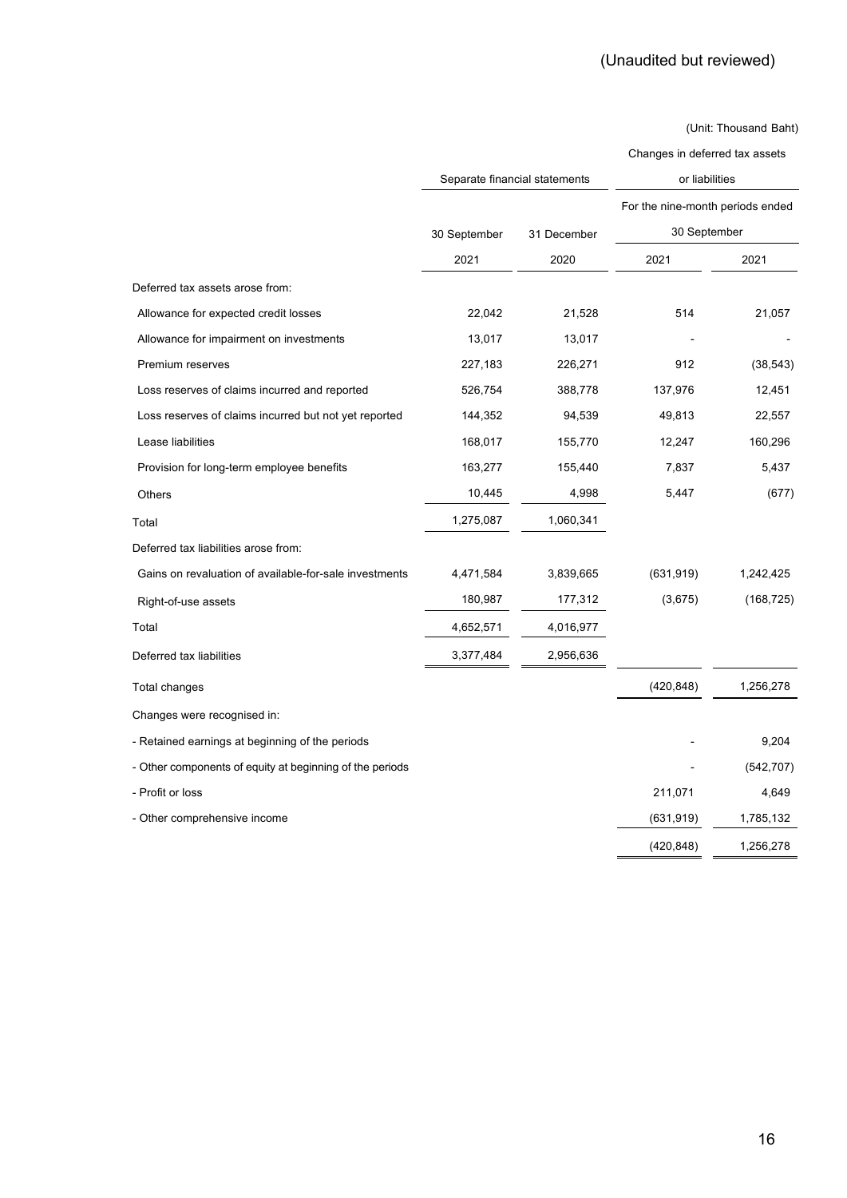(Unaudited but reviewed)

(Unit: Thousand Baht)

| | Separate financial statements | | Changes in deferred tax assets or liabilities | |
|---|---|---|---|---|
| | | | For the nine-month periods ended 30 September | |
| | 30 September 2021 | 31 December 2020 | 2021 | 2021 |
| Deferred tax assets arose from: | | | | |
| Allowance for expected credit losses | 22,042 | 21,528 | 514 | 21,057 |
| Allowance for impairment on investments | 13,017 | 13,017 | - | - |
| Premium reserves | 227,183 | 226,271 | 912 | (38,543) |
| Loss reserves of claims incurred and reported | 526,754 | 388,778 | 137,976 | 12,451 |
| Loss reserves of claims incurred but not yet reported | 144,352 | 94,539 | 49,813 | 22,557 |
| Lease liabilities | 168,017 | 155,770 | 12,247 | 160,296 |
| Provision for long-term employee benefits | 163,277 | 155,440 | 7,837 | 5,437 |
| Others | 10,445 | 4,998 | 5,447 | (677) |
| Total | 1,275,087 | 1,060,341 | | |
| Deferred tax liabilities arose from: | | | | |
| Gains on revaluation of available-for-sale investments | 4,471,584 | 3,839,665 | (631,919) | 1,242,425 |
| Right-of-use assets | 180,987 | 177,312 | (3,675) | (168,725) |
| Total | 4,652,571 | 4,016,977 | | |
| Deferred tax liabilities | 3,377,484 | 2,956,636 | | |
| Total changes | | | (420,848) | 1,256,278 |
| Changes were recognised in: | | | | |
| - Retained earnings at beginning of the periods | | | - | 9,204 |
| - Other components of equity at beginning of the periods | | | - | (542,707) |
| - Profit or loss | | | 211,071 | 4,649 |
| - Other comprehensive income | | | (631,919) | 1,785,132 |
| | | | (420,848) | 1,256,278 |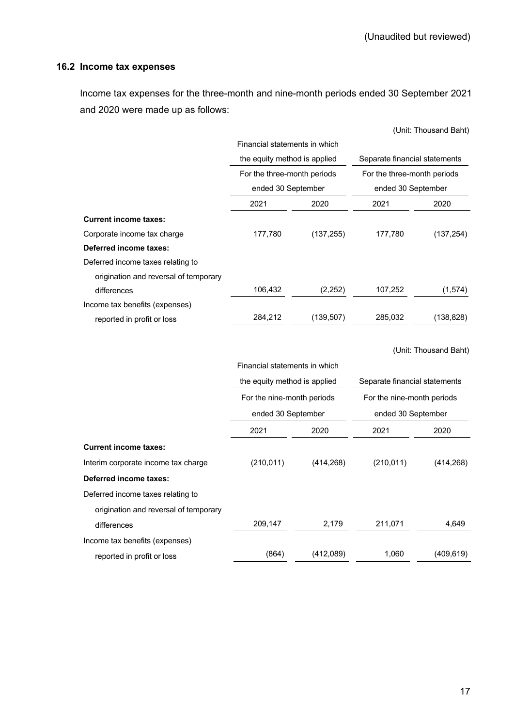(Unaudited but reviewed)

### 16.2 Income tax expenses

Income tax expenses for the three-month and nine-month periods ended 30 September 2021 and 2020 were made up as follows:

(Unit: Thousand Baht)

| | Financial statements in which the equity method is applied | | Separate financial statements | |
|---|---|---|---|---|
| | For the three-month periods ended 30 September | | For the three-month periods ended 30 September | |
| | 2021 | 2020 | 2021 | 2020 |
| **Current income taxes:** | | | | |
| Corporate income tax charge | 177,780 | (137,255) | 177,780 | (137,254) |
| **Deferred income taxes:** | | | | |
| Deferred income taxes relating to origination and reversal of temporary differences | 106,432 | (2,252) | 107,252 | (1,574) |
| Income tax benefits (expenses) reported in profit or loss | 284,212 | (139,507) | 285,032 | (138,828) |

(Unit: Thousand Baht)

| | Financial statements in which the equity method is applied | | Separate financial statements | |
|---|---|---|---|---|
| | For the nine-month periods ended 30 September | | For the nine-month periods ended 30 September | |
| | 2021 | 2020 | 2021 | 2020 |
| **Current income taxes:** | | | | |
| Interim corporate income tax charge | (210,011) | (414,268) | (210,011) | (414,268) |
| **Deferred income taxes:** | | | | |
| Deferred income taxes relating to origination and reversal of temporary differences | 209,147 | 2,179 | 211,071 | 4,649 |
| Income tax benefits (expenses) reported in profit or loss | (864) | (412,089) | 1,060 | (409,619) |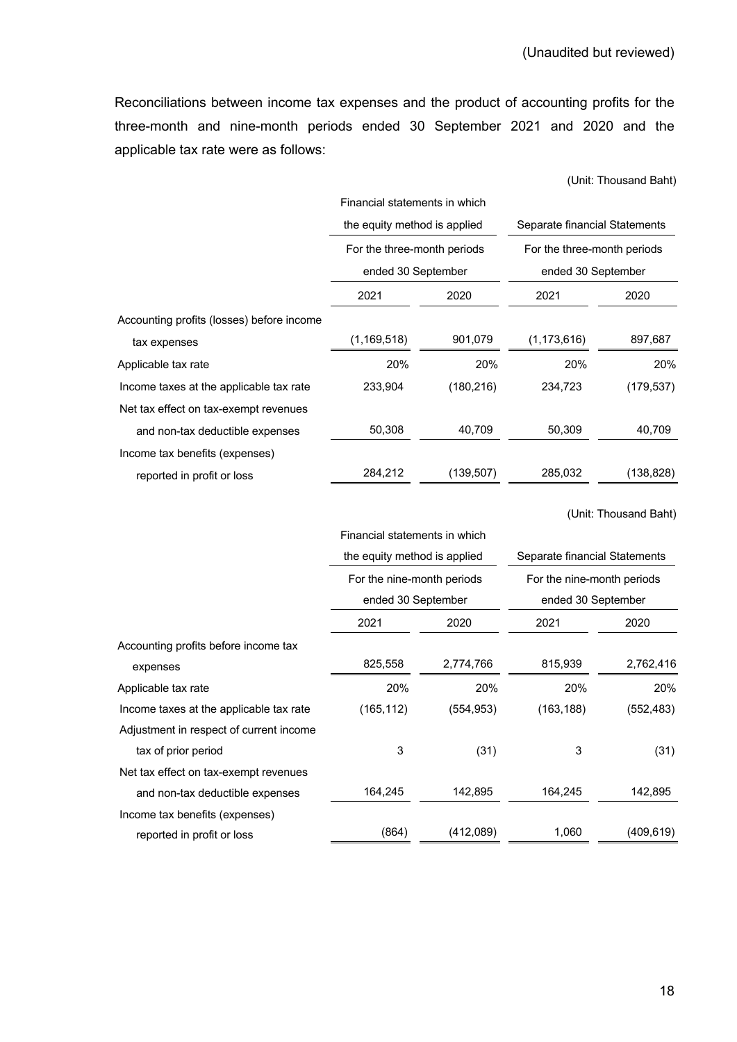(Unaudited but reviewed)

Reconciliations between income tax expenses and the product of accounting profits for the three-month and nine-month periods ended 30 September 2021 and 2020 and the applicable tax rate were as follows:

(Unit: Thousand Baht)

| | Financial statements in which the equity method is applied | | Separate financial Statements | |
|---|---|---|---|---|
| | For the three-month periods ended 30 September | | For the three-month periods ended 30 September | |
| | 2021 | 2020 | 2021 | 2020 |
| Accounting profits (losses) before income tax expenses | (1,169,518) | 901,079 | (1,173,616) | 897,687 |
| Applicable tax rate | 20% | 20% | 20% | 20% |
| Income taxes at the applicable tax rate | 233,904 | (180,216) | 234,723 | (179,537) |
| Net tax effect on tax-exempt revenues and non-tax deductible expenses | 50,308 | 40,709 | 50,309 | 40,709 |
| Income tax benefits (expenses) reported in profit or loss | 284,212 | (139,507) | 285,032 | (138,828) |

(Unit: Thousand Baht)

| | Financial statements in which the equity method is applied | | Separate financial Statements | |
|---|---|---|---|---|
| | For the nine-month periods ended 30 September | | For the nine-month periods ended 30 September | |
| | 2021 | 2020 | 2021 | 2020 |
| Accounting profits before income tax expenses | 825,558 | 2,774,766 | 815,939 | 2,762,416 |
| Applicable tax rate | 20% | 20% | 20% | 20% |
| Income taxes at the applicable tax rate | (165,112) | (554,953) | (163,188) | (552,483) |
| Adjustment in respect of current income tax of prior period | 3 | (31) | 3 | (31) |
| Net tax effect on tax-exempt revenues and non-tax deductible expenses | 164,245 | 142,895 | 164,245 | 142,895 |
| Income tax benefits (expenses) reported in profit or loss | (864) | (412,089) | 1,060 | (409,619) |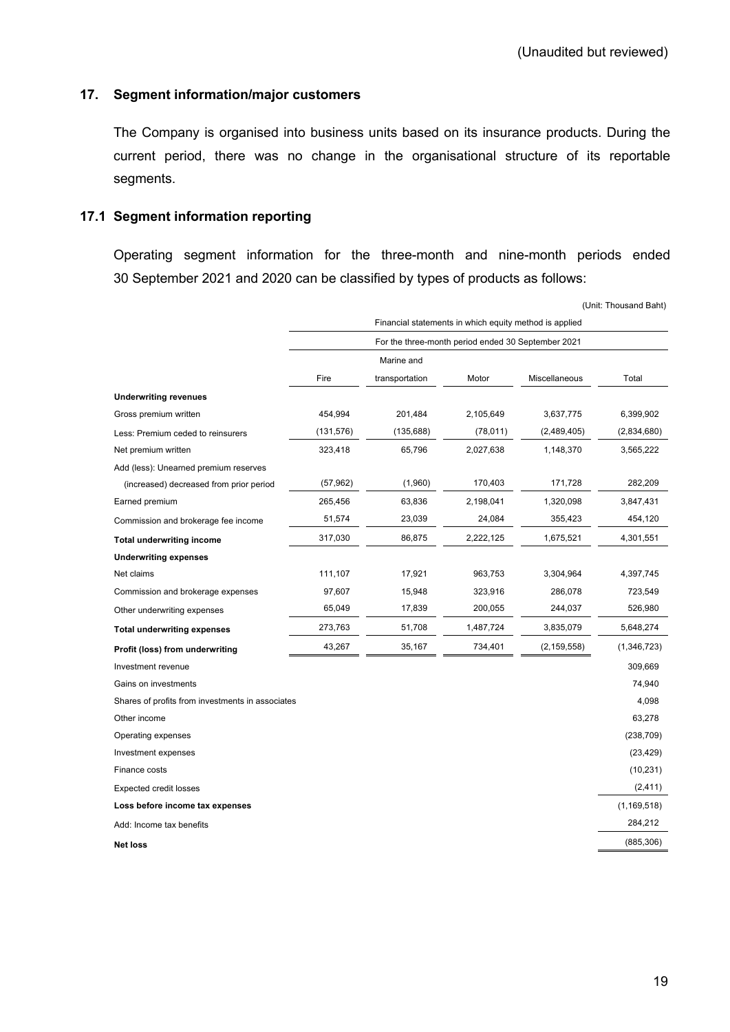(Unaudited but reviewed)

## 17. Segment information/major customers

The Company is organised into business units based on its insurance products. During the current period, there was no change in the organisational structure of its reportable segments.

### 17.1 Segment information reporting

Operating segment information for the three-month and nine-month periods ended 30 September 2021 and 2020 can be classified by types of products as follows:

(Unit: Thousand Baht)

| | Financial statements in which equity method is applied | | | | |
|---|---|---|---|---|---|
| | For the three-month period ended 30 September 2021 | | | | |
| | Fire | Marine and transportation | Motor | Miscellaneous | Total |
| **Underwriting revenues** | | | | | |
| Gross premium written | 454,994 | 201,484 | 2,105,649 | 3,637,775 | 6,399,902 |
| Less: Premium ceded to reinsurers | (131,576) | (135,688) | (78,011) | (2,489,405) | (2,834,680) |
| Net premium written | 323,418 | 65,796 | 2,027,638 | 1,148,370 | 3,565,222 |
| Add (less): Unearned premium reserves (increased) decreased from prior period | (57,962) | (1,960) | 170,403 | 171,728 | 282,209 |
| Earned premium | 265,456 | 63,836 | 2,198,041 | 1,320,098 | 3,847,431 |
| Commission and brokerage fee income | 51,574 | 23,039 | 24,084 | 355,423 | 454,120 |
| **Total underwriting income** | 317,030 | 86,875 | 2,222,125 | 1,675,521 | 4,301,551 |
| **Underwriting expenses** | | | | | |
| Net claims | 111,107 | 17,921 | 963,753 | 3,304,964 | 4,397,745 |
| Commission and brokerage expenses | 97,607 | 15,948 | 323,916 | 286,078 | 723,549 |
| Other underwriting expenses | 65,049 | 17,839 | 200,055 | 244,037 | 526,980 |
| **Total underwriting expenses** | 273,763 | 51,708 | 1,487,724 | 3,835,079 | 5,648,274 |
| **Profit (loss) from underwriting** | 43,267 | 35,167 | 734,401 | (2,159,558) | (1,346,723) |
| Investment revenue | | | | | 309,669 |
| Gains on investments | | | | | 74,940 |
| Shares of profits from investments in associates | | | | | 4,098 |
| Other income | | | | | 63,278 |
| Operating expenses | | | | | (238,709) |
| Investment expenses | | | | | (23,429) |
| Finance costs | | | | | (10,231) |
| Expected credit losses | | | | | (2,411) |
| **Loss before income tax expenses** | | | | | (1,169,518) |
| Add: Income tax benefits | | | | | 284,212 |
| **Net loss** | | | | | (885,306) |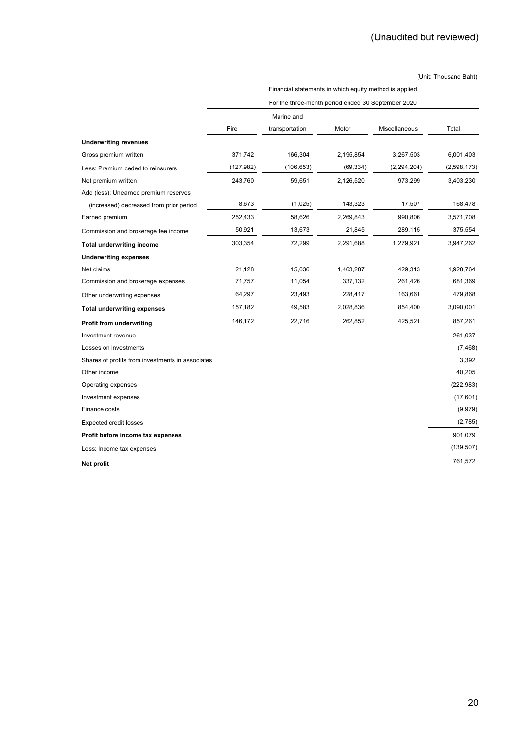(Unaudited but reviewed)

(Unit: Thousand Baht)

| | Financial statements in which equity method is applied | | | | |
|---|---|---|---|---|---|
| | For the three-month period ended 30 September 2020 | | | | |
| | Fire | Marine and transportation | Motor | Miscellaneous | Total |
| **Underwriting revenues** | | | | | |
| Gross premium written | 371,742 | 166,304 | 2,195,854 | 3,267,503 | 6,001,403 |
| Less: Premium ceded to reinsurers | (127,982) | (106,653) | (69,334) | (2,294,204) | (2,598,173) |
| Net premium written | 243,760 | 59,651 | 2,126,520 | 973,299 | 3,403,230 |
| Add (less): Unearned premium reserves | | | | | |
| (increased) decreased from prior period | 8,673 | (1,025) | 143,323 | 17,507 | 168,478 |
| Earned premium | 252,433 | 58,626 | 2,269,843 | 990,806 | 3,571,708 |
| Commission and brokerage fee income | 50,921 | 13,673 | 21,845 | 289,115 | 375,554 |
| **Total underwriting income** | 303,354 | 72,299 | 2,291,688 | 1,279,921 | 3,947,262 |
| **Underwriting expenses** | | | | | |
| Net claims | 21,128 | 15,036 | 1,463,287 | 429,313 | 1,928,764 |
| Commission and brokerage expenses | 71,757 | 11,054 | 337,132 | 261,426 | 681,369 |
| Other underwriting expenses | 64,297 | 23,493 | 228,417 | 163,661 | 479,868 |
| **Total underwriting expenses** | 157,182 | 49,583 | 2,028,836 | 854,400 | 3,090,001 |
| **Profit from underwriting** | 146,172 | 22,716 | 262,852 | 425,521 | 857,261 |
| Investment revenue | | | | | 261,037 |
| Losses on investments | | | | | (7,468) |
| Shares of profits from investments in associates | | | | | 3,392 |
| Other income | | | | | 40,205 |
| Operating expenses | | | | | (222,983) |
| Investment expenses | | | | | (17,601) |
| Finance costs | | | | | (9,979) |
| Expected credit losses | | | | | (2,785) |
| **Profit before income tax expenses** | | | | | 901,079 |
| Less: Income tax expenses | | | | | (139,507) |
| **Net profit** | | | | | 761,572 |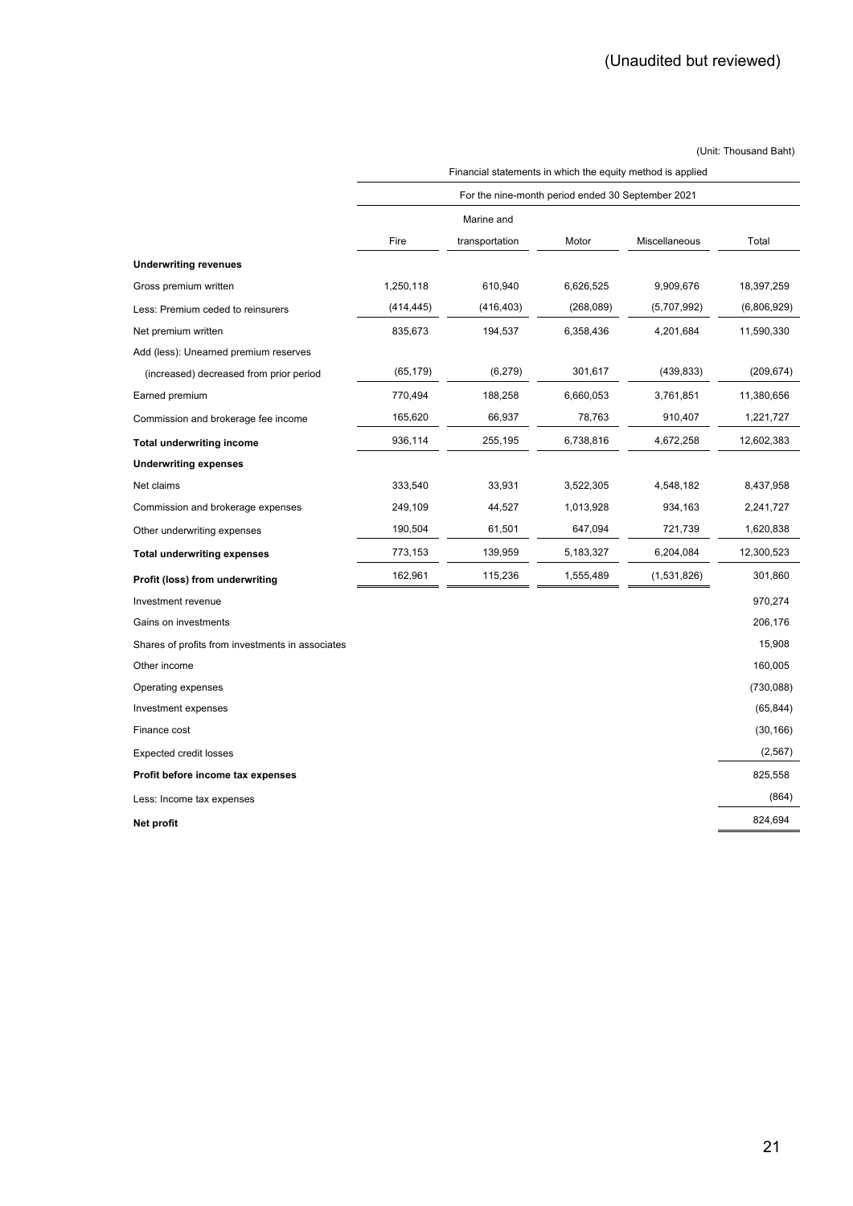(Unaudited but reviewed)

(Unit: Thousand Baht)

| | Financial statements in which the equity method is applied | | | | |
|---|---|---|---|---|---|
| | For the nine-month period ended 30 September 2021 | | | | |
| | Fire | Marine and transportation | Motor | Miscellaneous | Total |
| **Underwriting revenues** | | | | | |
| Gross premium written | 1,250,118 | 610,940 | 6,626,525 | 9,909,676 | 18,397,259 |
| Less: Premium ceded to reinsurers | (414,445) | (416,403) | (268,089) | (5,707,992) | (6,806,929) |
| Net premium written | 835,673 | 194,537 | 6,358,436 | 4,201,684 | 11,590,330 |
| Add (less): Unearned premium reserves | | | | | |
| (increased) decreased from prior period | (65,179) | (6,279) | 301,617 | (439,833) | (209,674) |
| Earned premium | 770,494 | 188,258 | 6,660,053 | 3,761,851 | 11,380,656 |
| Commission and brokerage fee income | 165,620 | 66,937 | 78,763 | 910,407 | 1,221,727 |
| **Total underwriting income** | 936,114 | 255,195 | 6,738,816 | 4,672,258 | 12,602,383 |
| **Underwriting expenses** | | | | | |
| Net claims | 333,540 | 33,931 | 3,522,305 | 4,548,182 | 8,437,958 |
| Commission and brokerage expenses | 249,109 | 44,527 | 1,013,928 | 934,163 | 2,241,727 |
| Other underwriting expenses | 190,504 | 61,501 | 647,094 | 721,739 | 1,620,838 |
| **Total underwriting expenses** | 773,153 | 139,959 | 5,183,327 | 6,204,084 | 12,300,523 |
| **Profit (loss) from underwriting** | 162,961 | 115,236 | 1,555,489 | (1,531,826) | 301,860 |
| Investment revenue | | | | | 970,274 |
| Gains on investments | | | | | 206,176 |
| Shares of profits from investments in associates | | | | | 15,908 |
| Other income | | | | | 160,005 |
| Operating expenses | | | | | (730,088) |
| Investment expenses | | | | | (65,844) |
| Finance cost | | | | | (30,166) |
| Expected credit losses | | | | | (2,567) |
| **Profit before income tax expenses** | | | | | 825,558 |
| Less: Income tax expenses | | | | | (864) |
| **Net profit** | | | | | 824,694 |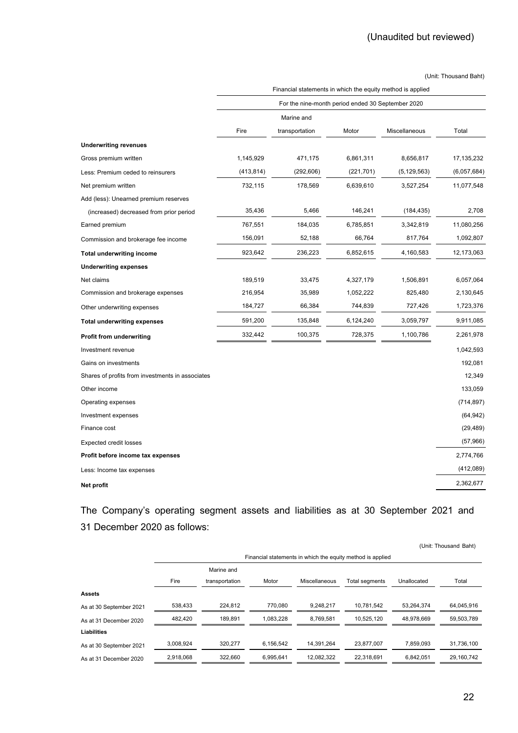(Unaudited but reviewed)

(Unit: Thousand Baht)

| | Financial statements in which the equity method is applied | | | | |
|---|---|---|---|---|---|
| | For the nine-month period ended 30 September 2020 | | | | |
| | Fire | Marine and transportation | Motor | Miscellaneous | Total |
| **Underwriting revenues** | | | | | |
| Gross premium written | 1,145,929 | 471,175 | 6,861,311 | 8,656,817 | 17,135,232 |
| Less: Premium ceded to reinsurers | (413,814) | (292,606) | (221,701) | (5,129,563) | (6,057,684) |
| Net premium written | 732,115 | 178,569 | 6,639,610 | 3,527,254 | 11,077,548 |
| Add (less): Unearned premium reserves | | | | | |
| (increased) decreased from prior period | 35,436 | 5,466 | 146,241 | (184,435) | 2,708 |
| Earned premium | 767,551 | 184,035 | 6,785,851 | 3,342,819 | 11,080,256 |
| Commission and brokerage fee income | 156,091 | 52,188 | 66,764 | 817,764 | 1,092,807 |
| **Total underwriting income** | 923,642 | 236,223 | 6,852,615 | 4,160,583 | 12,173,063 |
| **Underwriting expenses** | | | | | |
| Net claims | 189,519 | 33,475 | 4,327,179 | 1,506,891 | 6,057,064 |
| Commission and brokerage expenses | 216,954 | 35,989 | 1,052,222 | 825,480 | 2,130,645 |
| Other underwriting expenses | 184,727 | 66,384 | 744,839 | 727,426 | 1,723,376 |
| **Total underwriting expenses** | 591,200 | 135,848 | 6,124,240 | 3,059,797 | 9,911,085 |
| **Profit from underwriting** | 332,442 | 100,375 | 728,375 | 1,100,786 | 2,261,978 |
| Investment revenue | | | | | 1,042,593 |
| Gains on investments | | | | | 192,081 |
| Shares of profits from investments in associates | | | | | 12,349 |
| Other income | | | | | 133,059 |
| Operating expenses | | | | | (714,897) |
| Investment expenses | | | | | (64,942) |
| Finance cost | | | | | (29,489) |
| Expected credit losses | | | | | (57,966) |
| **Profit before income tax expenses** | | | | | 2,774,766 |
| Less: Income tax expenses | | | | | (412,089) |
| **Net profit** | | | | | 2,362,677 |

The Company's operating segment assets and liabilities as at 30 September 2021 and 31 December 2020 as follows:

(Unit: Thousand Baht)

| | Financial statements in which the equity method is applied | | | | | | |
|---|---|---|---|---|---|---|---|
| | Fire | Marine and transportation | Motor | Miscellaneous | Total segments | Unallocated | Total |
| **Assets** | | | | | | | |
| As at 30 September 2021 | 538,433 | 224,812 | 770,080 | 9,248,217 | 10,781,542 | 53,264,374 | 64,045,916 |
| As at 31 December 2020 | 482,420 | 189,891 | 1,083,228 | 8,769,581 | 10,525,120 | 48,978,669 | 59,503,789 |
| **Liabilities** | | | | | | | |
| As at 30 September 2021 | 3,008,924 | 320,277 | 6,156,542 | 14,391,264 | 23,877,007 | 7,859,093 | 31,736,100 |
| As at 31 December 2020 | 2,918,068 | 322,660 | 6,995,641 | 12,082,322 | 22,318,691 | 6,842,051 | 29,160,742 |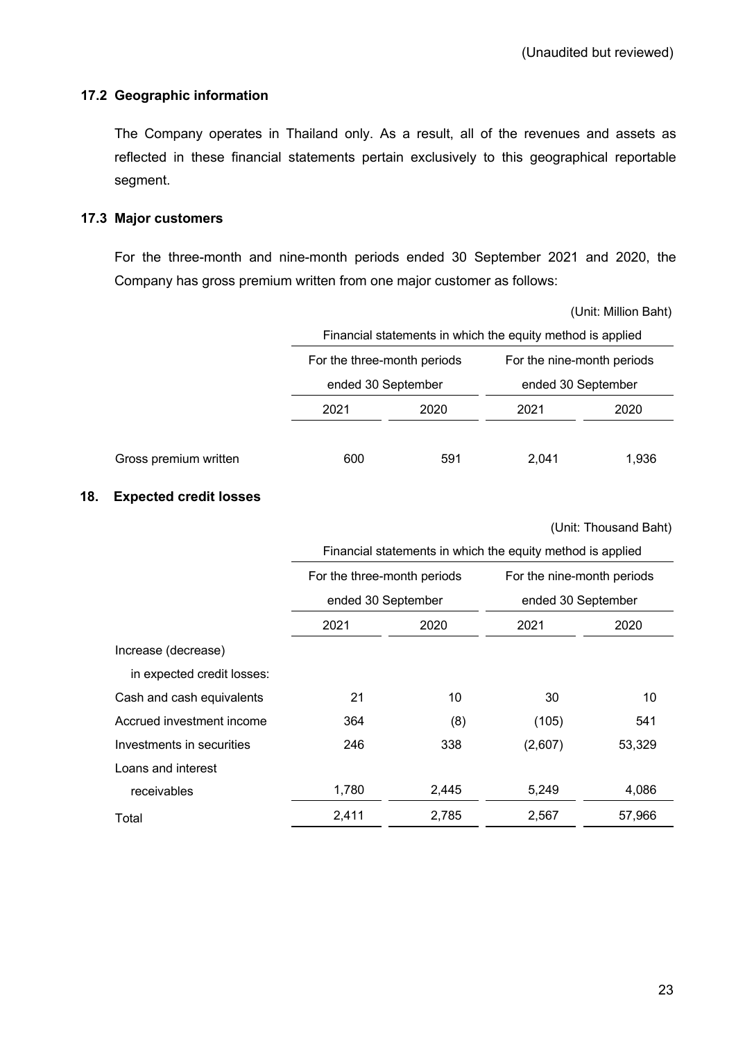(Unaudited but reviewed)

### 17.2 Geographic information

The Company operates in Thailand only. As a result, all of the revenues and assets as reflected in these financial statements pertain exclusively to this geographical reportable segment.

### 17.3 Major customers

For the three-month and nine-month periods ended 30 September 2021 and 2020, the Company has gross premium written from one major customer as follows:

(Unit: Million Baht)

| | Financial statements in which the equity method is applied | | | |
|---|---|---|---|---|
| | For the three-month periods ended 30 September | | For the nine-month periods ended 30 September | |
| | 2021 | 2020 | 2021 | 2020 |
| Gross premium written | 600 | 591 | 2,041 | 1,936 |

## 18. Expected credit losses

(Unit: Thousand Baht)

| | Financial statements in which the equity method is applied | | | |
|---|---|---|---|---|
| | For the three-month periods ended 30 September | | For the nine-month periods ended 30 September | |
| | 2021 | 2020 | 2021 | 2020 |
| Increase (decrease) in expected credit losses: | | | | |
| Cash and cash equivalents | 21 | 10 | 30 | 10 |
| Accrued investment income | 364 | (8) | (105) | 541 |
| Investments in securities | 246 | 338 | (2,607) | 53,329 |
| Loans and interest receivables | 1,780 | 2,445 | 5,249 | 4,086 |
| Total | 2,411 | 2,785 | 2,567 | 57,966 |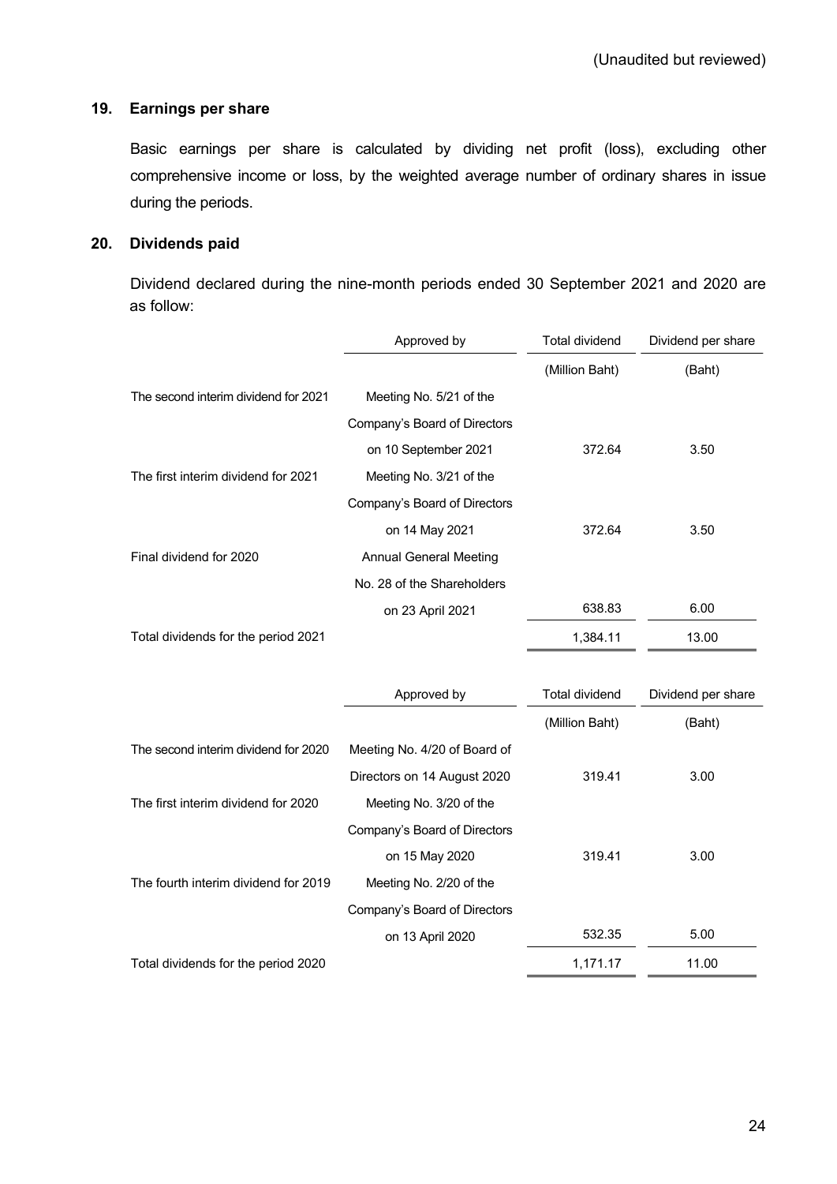(Unaudited but reviewed)

## 19. Earnings per share

Basic earnings per share is calculated by dividing net profit (loss), excluding other comprehensive income or loss, by the weighted average number of ordinary shares in issue during the periods.

## 20. Dividends paid

Dividend declared during the nine-month periods ended 30 September 2021 and 2020 are as follow:

| | Approved by | Total dividend | Dividend per share |
|---|---|---|---|
| | | (Million Baht) | (Baht) |
| The second interim dividend for 2021 | Meeting No. 5/21 of the Company's Board of Directors on 10 September 2021 | 372.64 | 3.50 |
| The first interim dividend for 2021 | Meeting No. 3/21 of the Company's Board of Directors on 14 May 2021 | 372.64 | 3.50 |
| Final dividend for 2020 | Annual General Meeting No. 28 of the Shareholders on 23 April 2021 | 638.83 | 6.00 |
| Total dividends for the period 2021 | | 1,384.11 | 13.00 |

| | Approved by | Total dividend | Dividend per share |
|---|---|---|---|
| | | (Million Baht) | (Baht) |
| The second interim dividend for 2020 | Meeting No. 4/20 of Board of Directors on 14 August 2020 | 319.41 | 3.00 |
| The first interim dividend for 2020 | Meeting No. 3/20 of the Company's Board of Directors on 15 May 2020 | 319.41 | 3.00 |
| The fourth interim dividend for 2019 | Meeting No. 2/20 of the Company's Board of Directors on 13 April 2020 | 532.35 | 5.00 |
| Total dividends for the period 2020 | | 1,171.17 | 11.00 |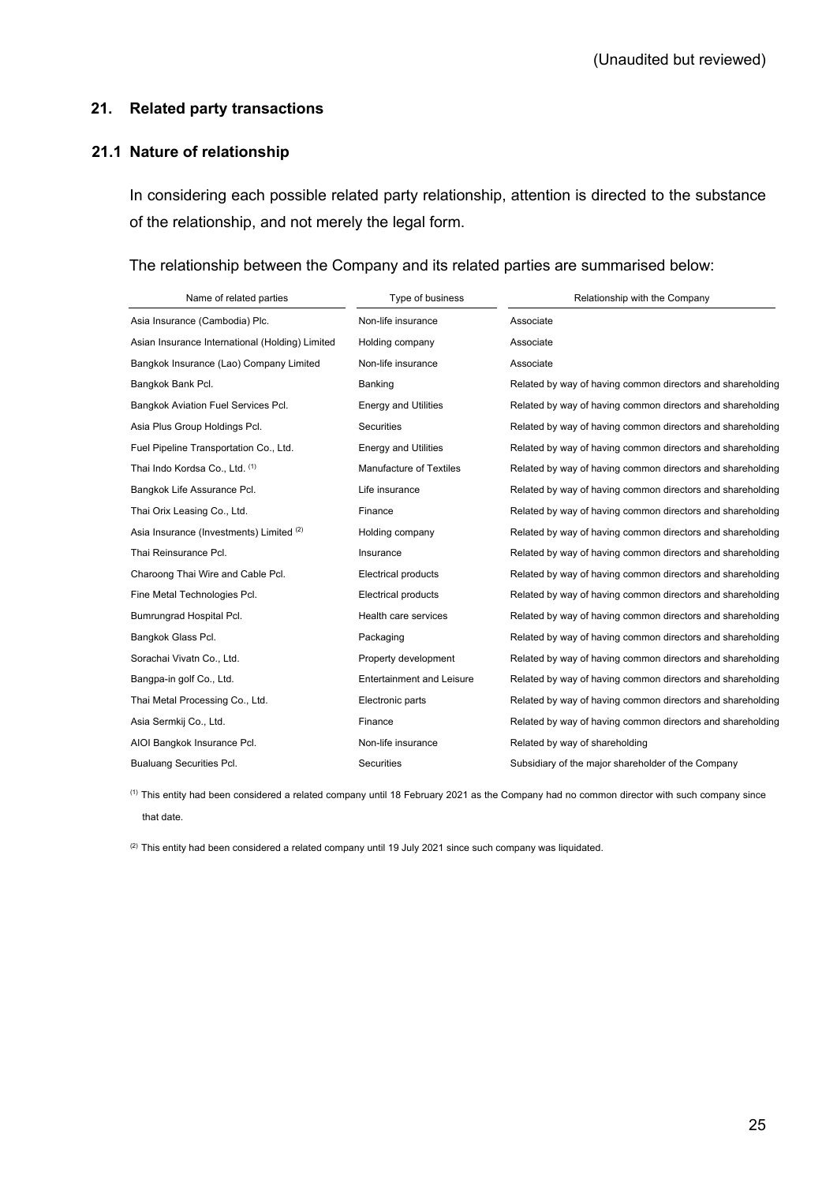(Unaudited but reviewed)

## 21. Related party transactions

### 21.1 Nature of relationship

In considering each possible related party relationship, attention is directed to the substance of the relationship, and not merely the legal form.

The relationship between the Company and its related parties are summarised below:

| Name of related parties | Type of business | Relationship with the Company |
|---|---|---|
| Asia Insurance (Cambodia) Plc. | Non-life insurance | Associate |
| Asian Insurance International (Holding) Limited | Holding company | Associate |
| Bangkok Insurance (Lao) Company Limited | Non-life insurance | Associate |
| Bangkok Bank Pcl. | Banking | Related by way of having common directors and shareholding |
| Bangkok Aviation Fuel Services Pcl. | Energy and Utilities | Related by way of having common directors and shareholding |
| Asia Plus Group Holdings Pcl. | Securities | Related by way of having common directors and shareholding |
| Fuel Pipeline Transportation Co., Ltd. | Energy and Utilities | Related by way of having common directors and shareholding |
| Thai Indo Kordsa Co., Ltd. [1] | Manufacture of Textiles | Related by way of having common directors and shareholding |
| Bangkok Life Assurance Pcl. | Life insurance | Related by way of having common directors and shareholding |
| Thai Orix Leasing Co., Ltd. | Finance | Related by way of having common directors and shareholding |
| Asia Insurance (Investments) Limited [2] | Holding company | Related by way of having common directors and shareholding |
| Thai Reinsurance Pcl. | Insurance | Related by way of having common directors and shareholding |
| Charoong Thai Wire and Cable Pcl. | Electrical products | Related by way of having common directors and shareholding |
| Fine Metal Technologies Pcl. | Electrical products | Related by way of having common directors and shareholding |
| Bumrungrad Hospital Pcl. | Health care services | Related by way of having common directors and shareholding |
| Bangkok Glass Pcl. | Packaging | Related by way of having common directors and shareholding |
| Sorachai Vivatn Co., Ltd. | Property development | Related by way of having common directors and shareholding |
| Bangpa-in golf Co., Ltd. | Entertainment and Leisure | Related by way of having common directors and shareholding |
| Thai Metal Processing Co., Ltd. | Electronic parts | Related by way of having common directors and shareholding |
| Asia Sermkij Co., Ltd. | Finance | Related by way of having common directors and shareholding |
| AIOI Bangkok Insurance Pcl. | Non-life insurance | Related by way of shareholding |
| Bualuang Securities Pcl. | Securities | Subsidiary of the major shareholder of the Company |

[1] This entity had been considered a related company until 18 February 2021 as the Company had no common director with such company since that date.

[2] This entity had been considered a related company until 19 July 2021 since such company was liquidated.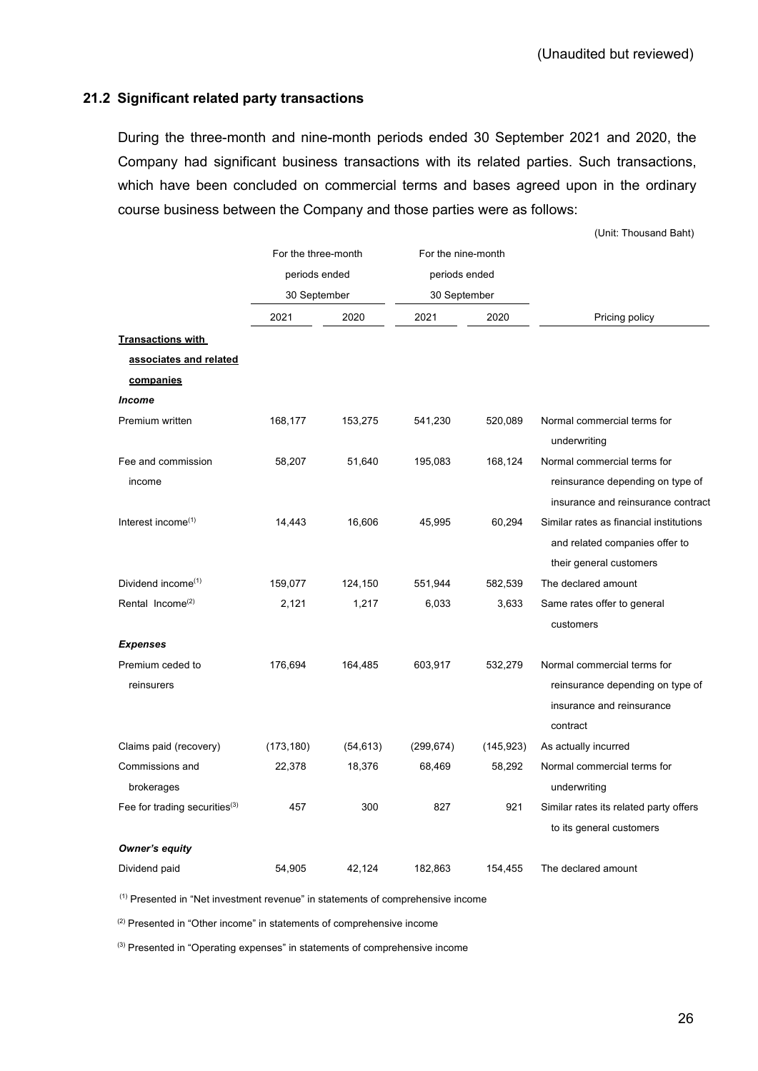(Unaudited but reviewed)

### 21.2 Significant related party transactions

During the three-month and nine-month periods ended 30 September 2021 and 2020, the Company had significant business transactions with its related parties. Such transactions, which have been concluded on commercial terms and bases agreed upon in the ordinary course business between the Company and those parties were as follows:

(Unit: Thousand Baht)

| | For the three-month periods ended 30 September | | For the nine-month periods ended 30 September | | |
|---|---|---|---|---|---|
| | 2021 | 2020 | 2021 | 2020 | Pricing policy |
| **Transactions with associates and related companies** | | | | | |
| ***Income*** | | | | | |
| Premium written | 168,177 | 153,275 | 541,230 | 520,089 | Normal commercial terms for underwriting |
| Fee and commission income | 58,207 | 51,640 | 195,083 | 168,124 | Normal commercial terms for reinsurance depending on type of insurance and reinsurance contract |
| Interest income[1] | 14,443 | 16,606 | 45,995 | 60,294 | Similar rates as financial institutions and related companies offer to their general customers |
| Dividend income[1] | 159,077 | 124,150 | 551,944 | 582,539 | The declared amount |
| Rental Income[2] | 2,121 | 1,217 | 6,033 | 3,633 | Same rates offer to general customers |
| ***Expenses*** | | | | | |
| Premium ceded to reinsurers | 176,694 | 164,485 | 603,917 | 532,279 | Normal commercial terms for reinsurance depending on type of insurance and reinsurance contract |
| Claims paid (recovery) | (173,180) | (54,613) | (299,674) | (145,923) | As actually incurred |
| Commissions and brokerages | 22,378 | 18,376 | 68,469 | 58,292 | Normal commercial terms for underwriting |
| Fee for trading securities[3] | 457 | 300 | 827 | 921 | Similar rates its related party offers to its general customers |
| ***Owner's equity*** | | | | | |
| Dividend paid | 54,905 | 42,124 | 182,863 | 154,455 | The declared amount |

[1] Presented in "Net investment revenue" in statements of comprehensive income

[2] Presented in "Other income" in statements of comprehensive income

[3] Presented in "Operating expenses" in statements of comprehensive income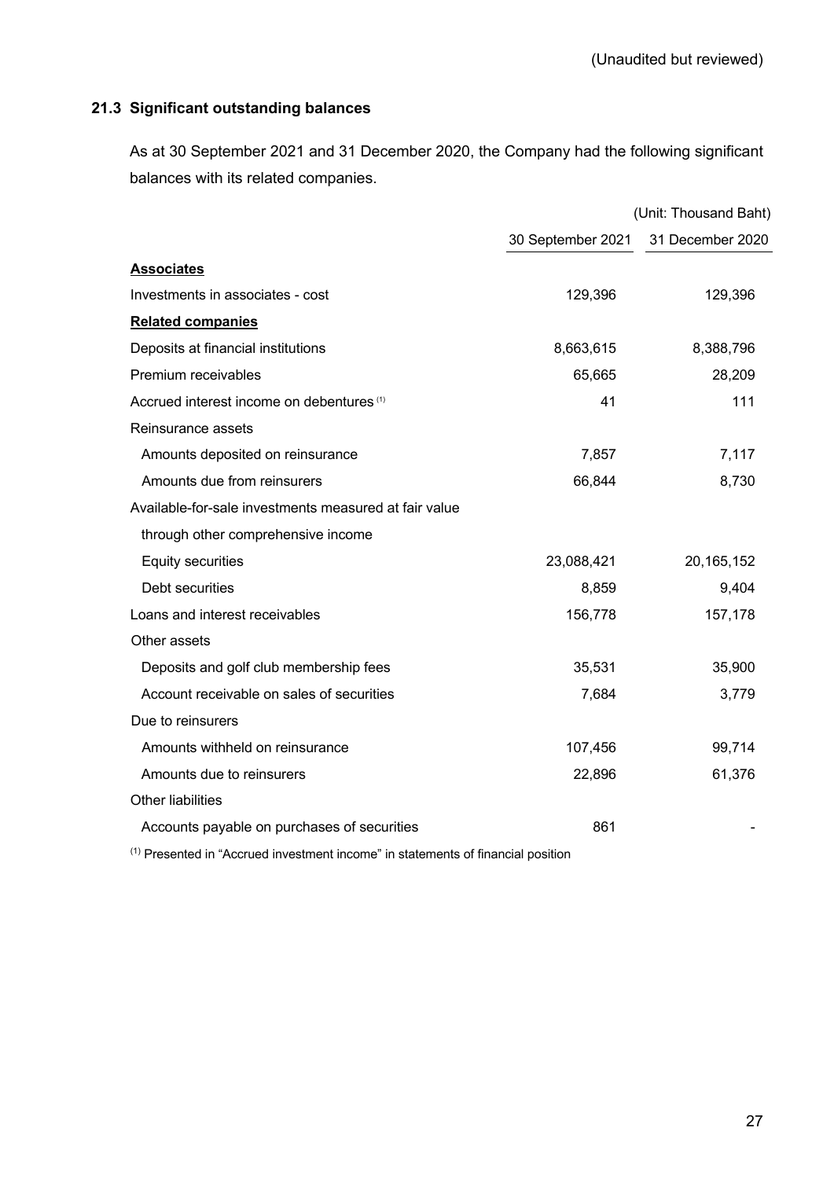(Unaudited but reviewed)

### 21.3 Significant outstanding balances

As at 30 September 2021 and 31 December 2020, the Company had the following significant balances with its related companies.

(Unit: Thousand Baht)

| | 30 September 2021 | 31 December 2020 |
|---|---|---|
| **Associates** | | |
| Investments in associates - cost | 129,396 | 129,396 |
| **Related companies** | | |
| Deposits at financial institutions | 8,663,615 | 8,388,796 |
| Premium receivables | 65,665 | 28,209 |
| Accrued interest income on debentures [1] | 41 | 111 |
| Reinsurance assets | | |
| Amounts deposited on reinsurance | 7,857 | 7,117 |
| Amounts due from reinsurers | 66,844 | 8,730 |
| Available-for-sale investments measured at fair value through other comprehensive income | | |
| Equity securities | 23,088,421 | 20,165,152 |
| Debt securities | 8,859 | 9,404 |
| Loans and interest receivables | 156,778 | 157,178 |
| Other assets | | |
| Deposits and golf club membership fees | 35,531 | 35,900 |
| Account receivable on sales of securities | 7,684 | 3,779 |
| Due to reinsurers | | |
| Amounts withheld on reinsurance | 107,456 | 99,714 |
| Amounts due to reinsurers | 22,896 | 61,376 |
| Other liabilities | | |
| Accounts payable on purchases of securities | 861 | - |

[1] Presented in "Accrued investment income" in statements of financial position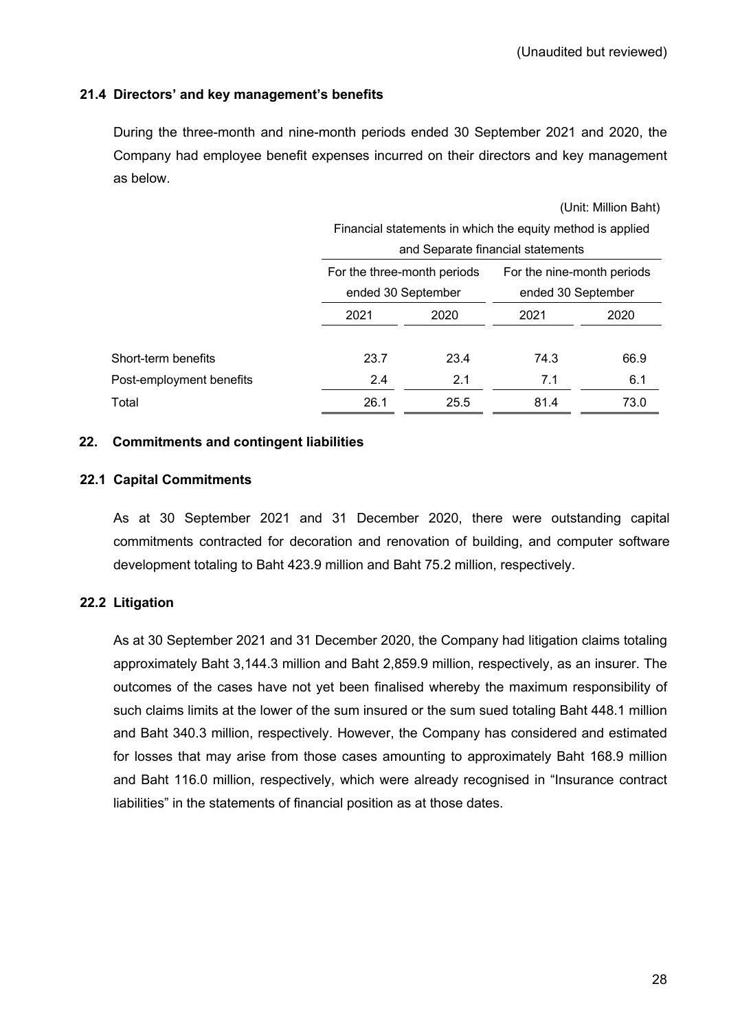(Unaudited but reviewed)

### 21.4 Directors' and key management's benefits

During the three-month and nine-month periods ended 30 September 2021 and 2020, the Company had employee benefit expenses incurred on their directors and key management as below.

(Unit: Million Baht)

| | Financial statements in which the equity method is applied and Separate financial statements | | | |
|---|---|---|---|---|
| | For the three-month periods ended 30 September | | For the nine-month periods ended 30 September | |
| | 2021 | 2020 | 2021 | 2020 |
| Short-term benefits | 23.7 | 23.4 | 74.3 | 66.9 |
| Post-employment benefits | 2.4 | 2.1 | 7.1 | 6.1 |
| Total | 26.1 | 25.5 | 81.4 | 73.0 |

## 22. Commitments and contingent liabilities

### 22.1 Capital Commitments

As at 30 September 2021 and 31 December 2020, there were outstanding capital commitments contracted for decoration and renovation of building, and computer software development totaling to Baht 423.9 million and Baht 75.2 million, respectively.

### 22.2 Litigation

As at 30 September 2021 and 31 December 2020, the Company had litigation claims totaling approximately Baht 3,144.3 million and Baht 2,859.9 million, respectively, as an insurer. The outcomes of the cases have not yet been finalised whereby the maximum responsibility of such claims limits at the lower of the sum insured or the sum sued totaling Baht 448.1 million and Baht 340.3 million, respectively. However, the Company has considered and estimated for losses that may arise from those cases amounting to approximately Baht 168.9 million and Baht 116.0 million, respectively, which were already recognised in "Insurance contract liabilities" in the statements of financial position as at those dates.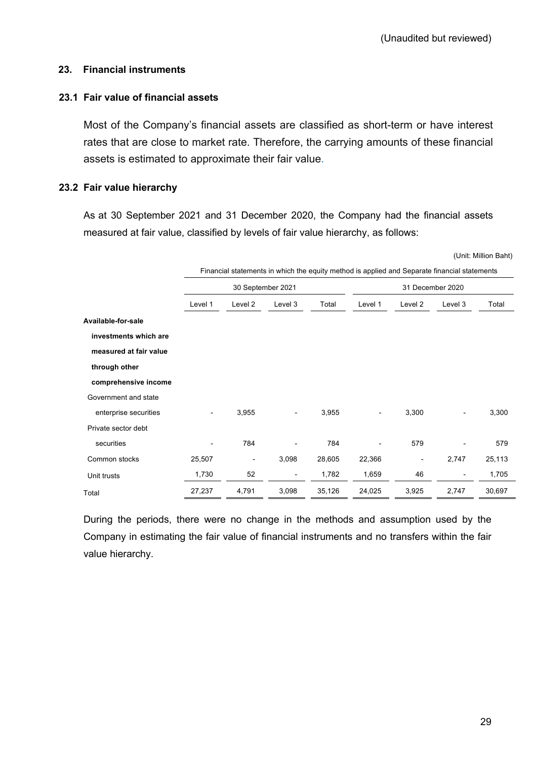(Unaudited but reviewed)

## 23. Financial instruments

### 23.1 Fair value of financial assets

Most of the Company's financial assets are classified as short-term or have interest rates that are close to market rate. Therefore, the carrying amounts of these financial assets is estimated to approximate their fair value.

### 23.2 Fair value hierarchy

As at 30 September 2021 and 31 December 2020, the Company had the financial assets measured at fair value, classified by levels of fair value hierarchy, as follows:

(Unit: Million Baht)

| | Financial statements in which the equity method is applied and Separate financial statements | | | | | | | |
|---|---|---|---|---|---|---|---|---|
| | 30 September 2021 | | | | 31 December 2020 | | | |
| | Level 1 | Level 2 | Level 3 | Total | Level 1 | Level 2 | Level 3 | Total |
| **Available-for-sale investments which are measured at fair value through other comprehensive income** | | | | | | | | |
| Government and state enterprise securities | - | 3,955 | - | 3,955 | - | 3,300 | - | 3,300 |
| Private sector debt securities | - | 784 | - | 784 | - | 579 | - | 579 |
| Common stocks | 25,507 | - | 3,098 | 28,605 | 22,366 | - | 2,747 | 25,113 |
| Unit trusts | 1,730 | 52 | - | 1,782 | 1,659 | 46 | - | 1,705 |
| Total | 27,237 | 4,791 | 3,098 | 35,126 | 24,025 | 3,925 | 2,747 | 30,697 |

During the periods, there were no change in the methods and assumption used by the Company in estimating the fair value of financial instruments and no transfers within the fair value hierarchy.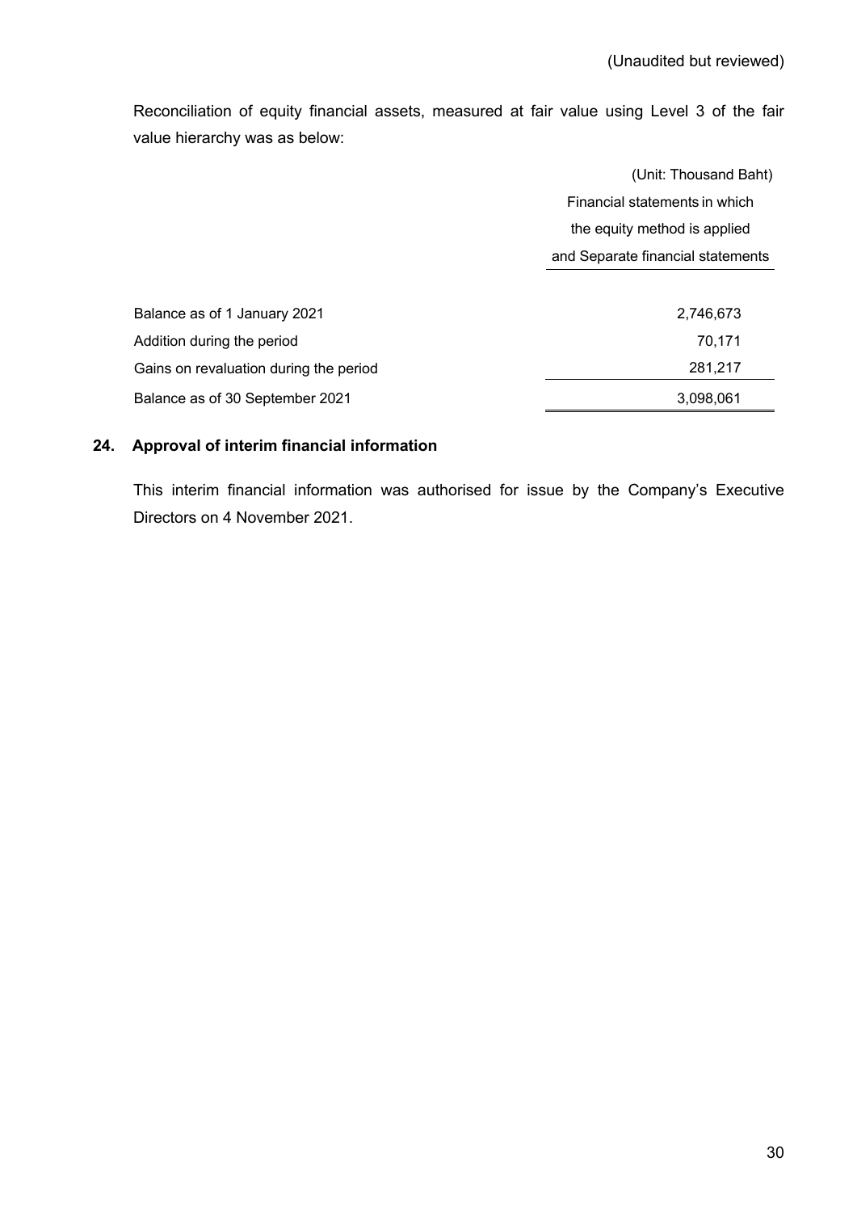(Unaudited but reviewed)

Reconciliation of equity financial assets, measured at fair value using Level 3 of the fair value hierarchy was as below:

| | (Unit: Thousand Baht) |
|---|---|
| | Financial statements in which the equity method is applied and Separate financial statements |
| Balance as of 1 January 2021 | 2,746,673 |
| Addition during the period | 70,171 |
| Gains on revaluation during the period | 281,217 |
| Balance as of 30 September 2021 | 3,098,061 |

## 24. Approval of interim financial information

This interim financial information was authorised for issue by the Company's Executive Directors on 4 November 2021.